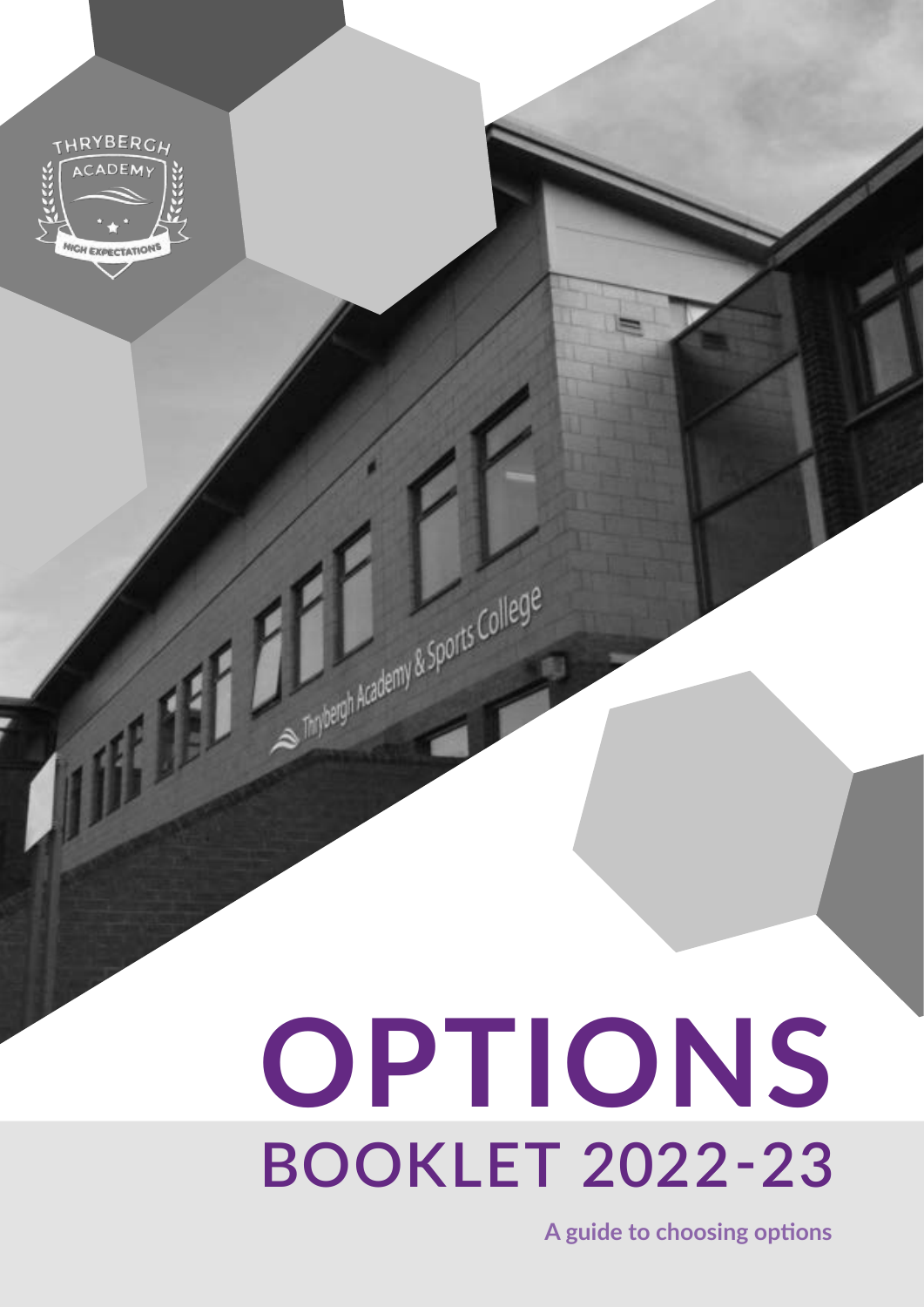# OPTIONS

## BOOKLET 2022-23

**A guide to choosing options**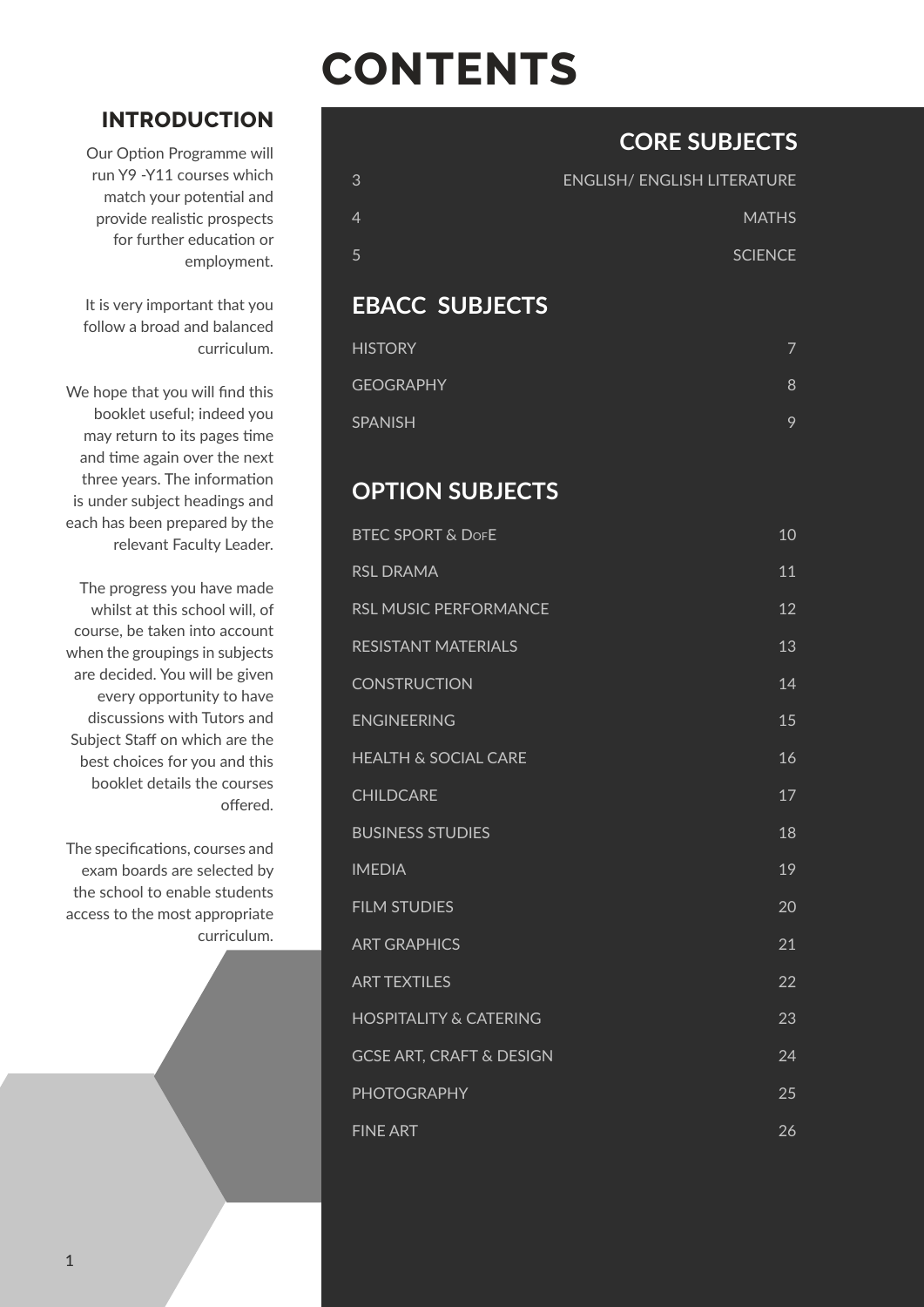# CONTENTS

## INTRODUCTION

Our Option Programme will run Y9 -Y11 courses which match your potential and provide realistic prospects for further education or employment.

It is very important that you follow a broad and balanced curriculum.

We hope that you will find this booklet useful; indeed you may return to its pages time and time again over the next three years. The information is under subject headings and each has been prepared by the relevant Faculty Leader.

The progress you have made whilst at this school will, of course, be taken into account when the groupings in subjects are decided. You will be given every opportunity to have discussions with Tutors and Subject Staff on which are the best choices for you and this booklet details the courses offered.

The specifications, courses and exam boards are selected by the school to enable students access to the most appropriate curriculum.

## CORE SUBJECTS

| | |
|---|---|
| 3 | ENGLISH/ ENGLISH LITERATURE |
| 4 | MATHS |
| 5 | SCIENCE |

## EBACC SUBJECTS

| | |
|---|---|
| HISTORY | 7 |
| GEOGRAPHY | 8 |
| SPANISH | 9 |

## OPTION SUBJECTS

| | |
|---|---|
| BTEC SPORT & DofE | 10 |
| RSL DRAMA | 11 |
| RSL MUSIC PERFORMANCE | 12 |
| RESISTANT MATERIALS | 13 |
| CONSTRUCTION | 14 |
| ENGINEERING | 15 |
| HEALTH & SOCIAL CARE | 16 |
| CHILDCARE | 17 |
| BUSINESS STUDIES | 18 |
| IMEDIA | 19 |
| FILM STUDIES | 20 |
| ART GRAPHICS | 21 |
| ART TEXTILES | 22 |
| HOSPITALITY & CATERING | 23 |
| GCSE ART, CRAFT & DESIGN | 24 |
| PHOTOGRAPHY | 25 |
| FINE ART | 26 |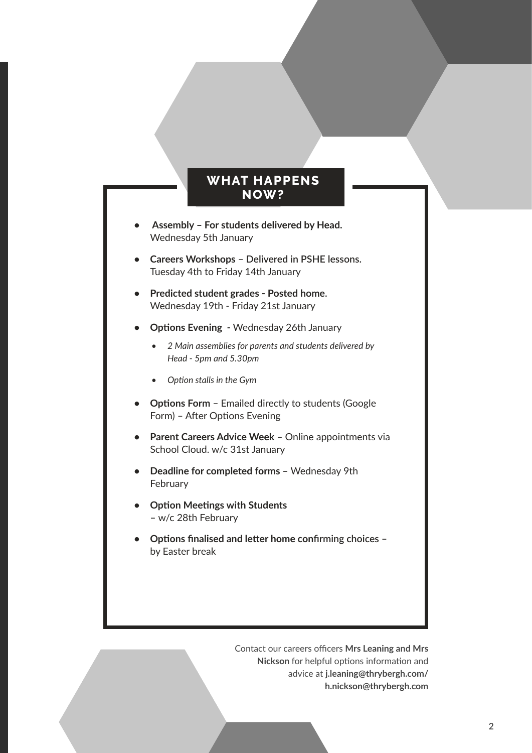## WHAT HAPPENS NOW?

- **Assembly – For students delivered by Head.**
  Wednesday 5th January
- **Careers Workshops – Delivered in PSHE lessons.**
  Tuesday 4th to Friday 14th January
- **Predicted student grades - Posted home.**
  Wednesday 19th - Friday 21st January
- **Options Evening -** Wednesday 26th January
  - *2 Main assemblies for parents and students delivered by Head - 5pm and 5.30pm*
  - *Option stalls in the Gym*
- **Options Form** – Emailed directly to students (Google Form) – After Options Evening
- **Parent Careers Advice Week** – Online appointments via School Cloud. w/c 31st January
- **Deadline for completed forms** – Wednesday 9th February
- **Option Meetings with Students**
  – w/c 28th February
- **Options finalised and letter home confirming choices –**
  by Easter break

Contact our careers officers **Mrs Leaning and Mrs Nickson** for helpful options information and advice at **j.leaning@thrybergh.com/ h.nickson@thrybergh.com**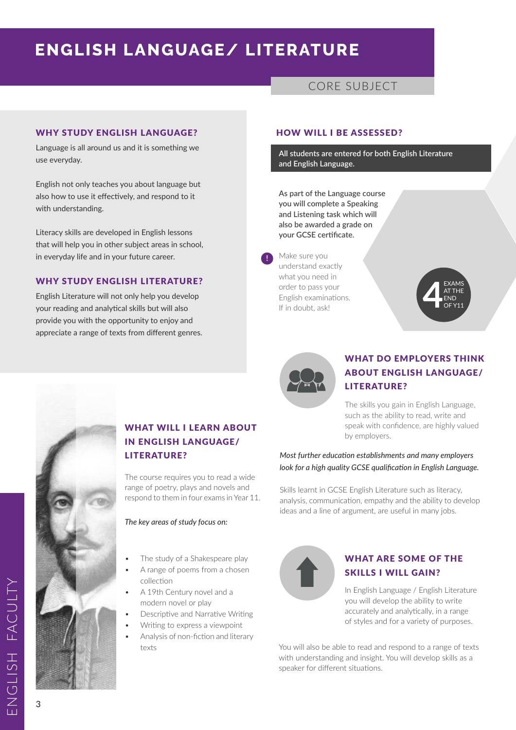# ENGLISH LANGUAGE/ LITERATURE

CORE SUBJECT

## WHY STUDY ENGLISH LANGUAGE?

Language is all around us and it is something we use everyday.

English not only teaches you about language but also how to use it effectively, and respond to it with understanding.

Literacy skills are developed in English lessons that will help you in other subject areas in school, in everyday life and in your future career.

## WHY STUDY ENGLISH LITERATURE?

English Literature will not only help you develop your reading and analytical skills but will also provide you with the opportunity to enjoy and appreciate a range of texts from different genres.

## WHAT WILL I LEARN ABOUT IN ENGLISH LANGUAGE/ LITERATURE?

The course requires you to read a wide range of poetry, plays and novels and respond to them in four exams in Year 11.

*The key areas of study focus on:*

- The study of a Shakespeare play
- A range of poems from a chosen collection
- A 19th Century novel and a modern novel or play
- Descriptive and Narrative Writing
- Writing to express a viewpoint
- Analysis of non-fiction and literary texts

## HOW WILL I BE ASSESSED?

**All students are entered for both English Literature and English Language.**

**As part of the Language course you will complete a Speaking and Listening task which will also be awarded a grade on your GCSE certificate.**

Make sure you understand exactly what you need in order to pass your English examinations. If in doubt, ask!

**4** EXAMS AT THE END OF Y11

## WHAT DO EMPLOYERS THINK ABOUT ENGLISH LANGUAGE/ LITERATURE?

The skills you gain in English Language, such as the ability to read, write and speak with confidence, are highly valued by employers.

*Most further education establishments and many employers look for a high quality GCSE qualification in English Language.*

Skills learnt in GCSE English Literature such as literacy, analysis, communication, empathy and the ability to develop ideas and a line of argument, are useful in many jobs.

## WHAT ARE SOME OF THE SKILLS I WILL GAIN?

In English Language / English Literature you will develop the ability to write accurately and analytically, in a range of styles and for a variety of purposes.

You will also be able to read and respond to a range of texts with understanding and insight. You will develop skills as a speaker for different situations.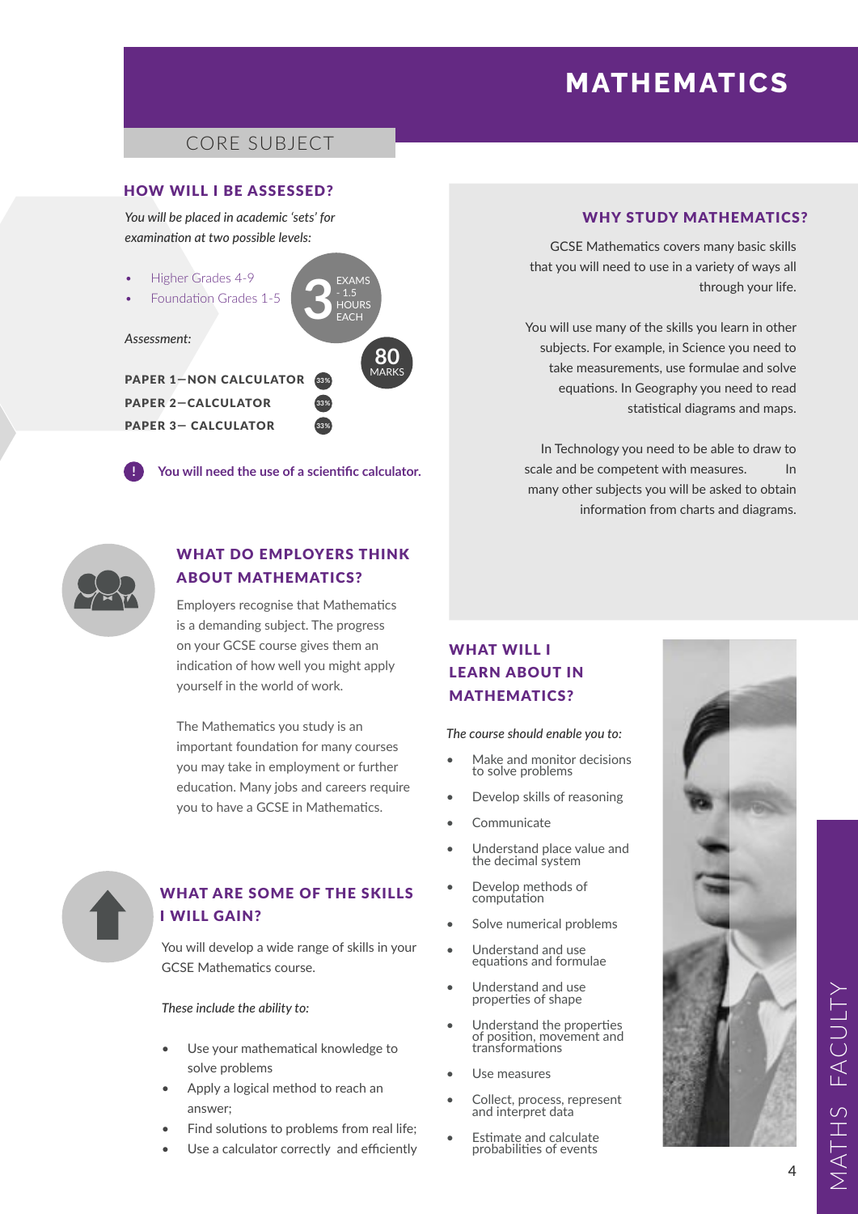# MATHEMATICS

CORE SUBJECT

## HOW WILL I BE ASSESSED?

*You will be placed in academic 'sets' for examination at two possible levels:*

- Higher Grades 4-9
- Foundation Grades 1-5

3 EXAMS - 1.5 HOURS EACH

*Assessment:*

80 MARKS

**PAPER 1—NON CALCULATOR** 33%
**PAPER 2—CALCULATOR** 33%
**PAPER 3— CALCULATOR** 33%

**You will need the use of a scientific calculator.**

## WHY STUDY MATHEMATICS?

GCSE Mathematics covers many basic skills that you will need to use in a variety of ways all through your life.

You will use many of the skills you learn in other subjects. For example, in Science you need to take measurements, use formulae and solve equations. In Geography you need to read statistical diagrams and maps.

In Technology you need to be able to draw to scale and be competent with measures. In many other subjects you will be asked to obtain information from charts and diagrams.

## WHAT DO EMPLOYERS THINK ABOUT MATHEMATICS?

Employers recognise that Mathematics is a demanding subject. The progress on your GCSE course gives them an indication of how well you might apply yourself in the world of work.

The Mathematics you study is an important foundation for many courses you may take in employment or further education. Many jobs and careers require you to have a GCSE in Mathematics.

## WHAT ARE SOME OF THE SKILLS I WILL GAIN?

You will develop a wide range of skills in your GCSE Mathematics course.

*These include the ability to:*

- Use your mathematical knowledge to solve problems
- Apply a logical method to reach an answer;
- Find solutions to problems from real life;
- Use a calculator correctly and efficiently

## WHAT WILL I LEARN ABOUT IN MATHEMATICS?

*The course should enable you to:*

- Make and monitor decisions to solve problems
- Develop skills of reasoning
- Communicate
- Understand place value and the decimal system
- Develop methods of computation
- Solve numerical problems
- Understand and use equations and formulae
- Understand and use properties of shape
- Understand the properties of position, movement and transformations
- Use measures
- Collect, process, represent and interpret data
- Estimate and calculate probabilities of events

MATHS FACULTY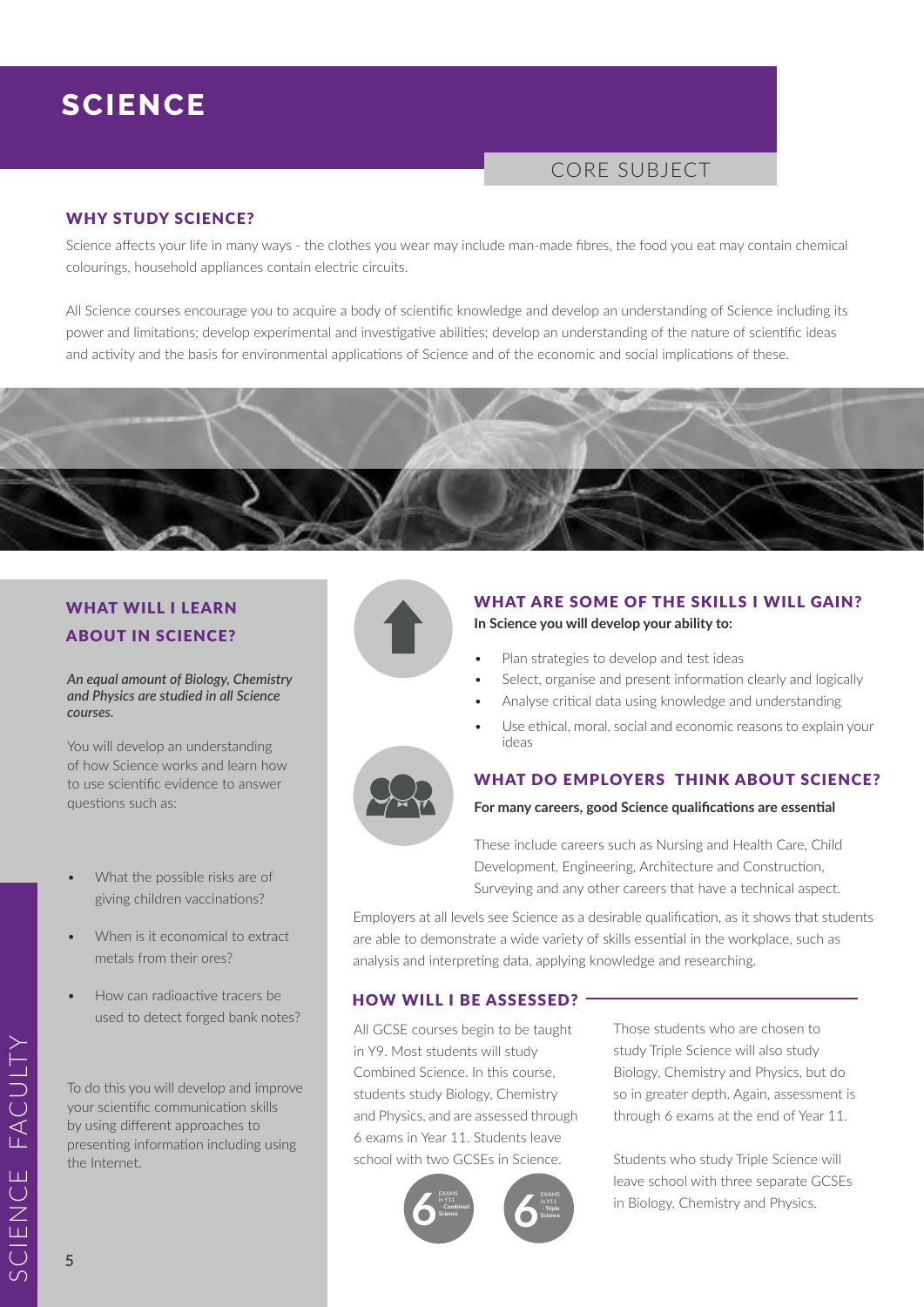# SCIENCE

CORE SUBJECT

## WHY STUDY SCIENCE?

Science affects your life in many ways - the clothes you wear may include man-made fibres, the food you eat may contain chemical colourings, household appliances contain electric circuits.

All Science courses encourage you to acquire a body of scientific knowledge and develop an understanding of Science including its power and limitations; develop experimental and investigative abilities; develop an understanding of the nature of scientific ideas and activity and the basis for environmental applications of Science and of the economic and social implications of these.

## WHAT WILL I LEARN ABOUT IN SCIENCE?

***An equal amount of Biology, Chemistry and Physics are studied in all Science courses.***

You will develop an understanding of how Science works and learn how to use scientific evidence to answer questions such as:

- What the possible risks are of giving children vaccinations?
- When is it economical to extract metals from their ores?
- How can radioactive tracers be used to detect forged bank notes?

To do this you will develop and improve your scientific communication skills by using different approaches to presenting information including using the Internet.

## WHAT ARE SOME OF THE SKILLS I WILL GAIN?

**In Science you will develop your ability to:**

- Plan strategies to develop and test ideas
- Select, organise and present information clearly and logically
- Analyse critical data using knowledge and understanding
- Use ethical, moral, social and economic reasons to explain your ideas

## WHAT DO EMPLOYERS THINK ABOUT SCIENCE?

**For many careers, good Science qualifications are essential**

These include careers such as Nursing and Health Care, Child Development, Engineering, Architecture and Construction, Surveying and any other careers that have a technical aspect.

Employers at all levels see Science as a desirable qualification, as it shows that students are able to demonstrate a wide variety of skills essential in the workplace, such as analysis and interpreting data, applying knowledge and researching.

## HOW WILL I BE ASSESSED?

All GCSE courses begin to be taught in Y9. Most students will study Combined Science. In this course, students study Biology, Chemistry and Physics, and are assessed through 6 exams in Year 11. Students leave school with two GCSEs in Science.

6 EXAMS in Y11 - Combined Science

6 EXAMS in Y11 - Triple Science

Those students who are chosen to study Triple Science will also study Biology, Chemistry and Physics, but do so in greater depth. Again, assessment is through 6 exams at the end of Year 11.

Students who study Triple Science will leave school with three separate GCSEs in Biology, Chemistry and Physics.

SCIENCE FACULTY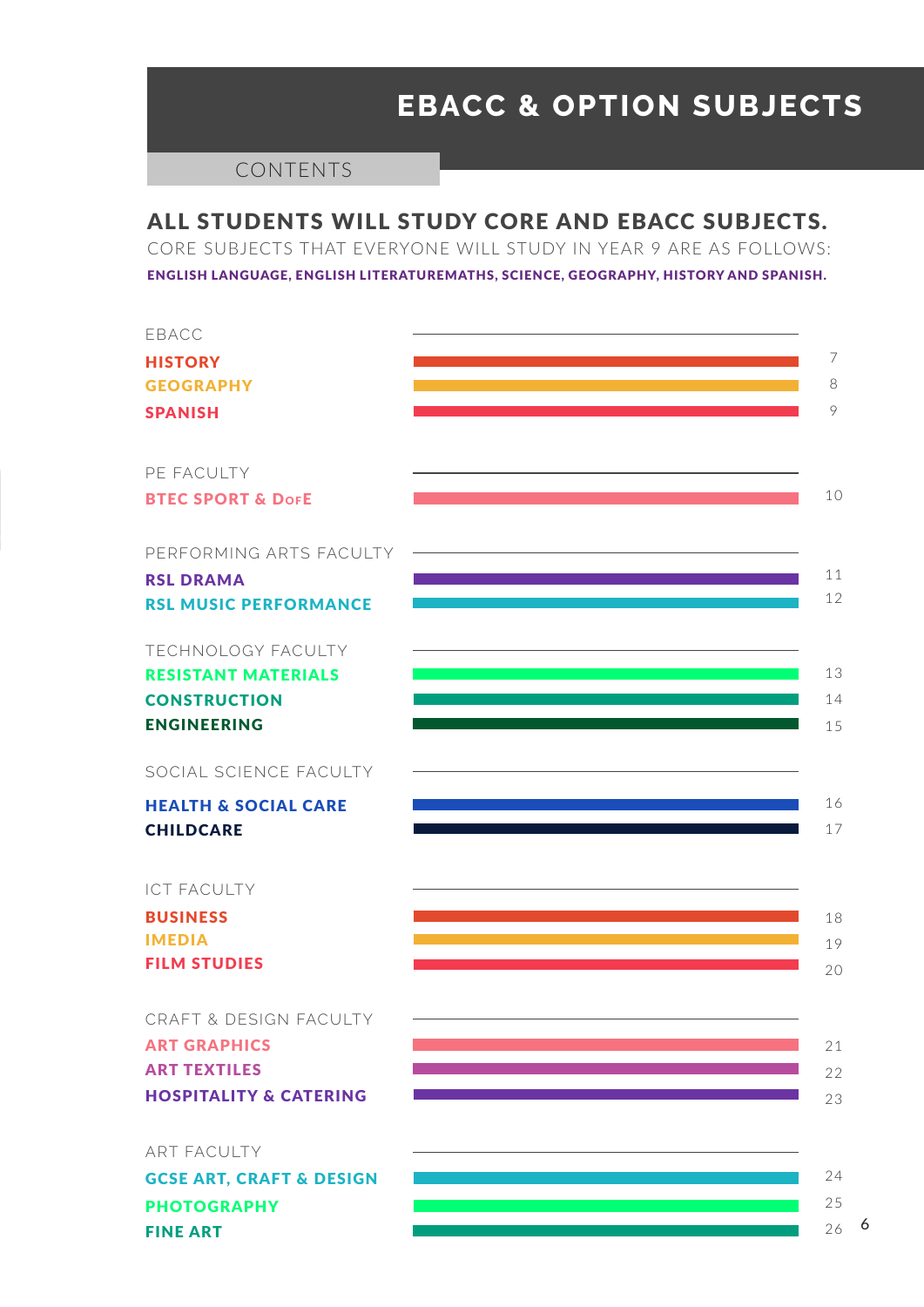# EBACC & OPTION SUBJECTS

CONTENTS

## ALL STUDENTS WILL STUDY CORE AND EBACC SUBJECTS.

CORE SUBJECTS THAT EVERYONE WILL STUDY IN YEAR 9 ARE AS FOLLOWS:

**ENGLISH LANGUAGE, ENGLISH LITERATUREMATHS, SCIENCE, GEOGRAPHY, HISTORY AND SPANISH.**

EBACC

- **HISTORY** 7
- **GEOGRAPHY** 8
- **SPANISH** 9

PE FACULTY

- **BTEC SPORT & DofE** 10

PERFORMING ARTS FACULTY

- **RSL DRAMA** 11
- **RSL MUSIC PERFORMANCE** 12

TECHNOLOGY FACULTY

- **RESISTANT MATERIALS** 13
- **CONSTRUCTION** 14
- **ENGINEERING** 15

SOCIAL SCIENCE FACULTY

- **HEALTH & SOCIAL CARE** 16
- **CHILDCARE** 17

ICT FACULTY

- **BUSINESS** 18
- **IMEDIA** 19
- **FILM STUDIES** 20

CRAFT & DESIGN FACULTY

- **ART GRAPHICS** 21
- **ART TEXTILES** 22
- **HOSPITALITY & CATERING** 23

ART FACULTY

- **GCSE ART, CRAFT & DESIGN** 24
- **PHOTOGRAPHY** 25
- **FINE ART** 26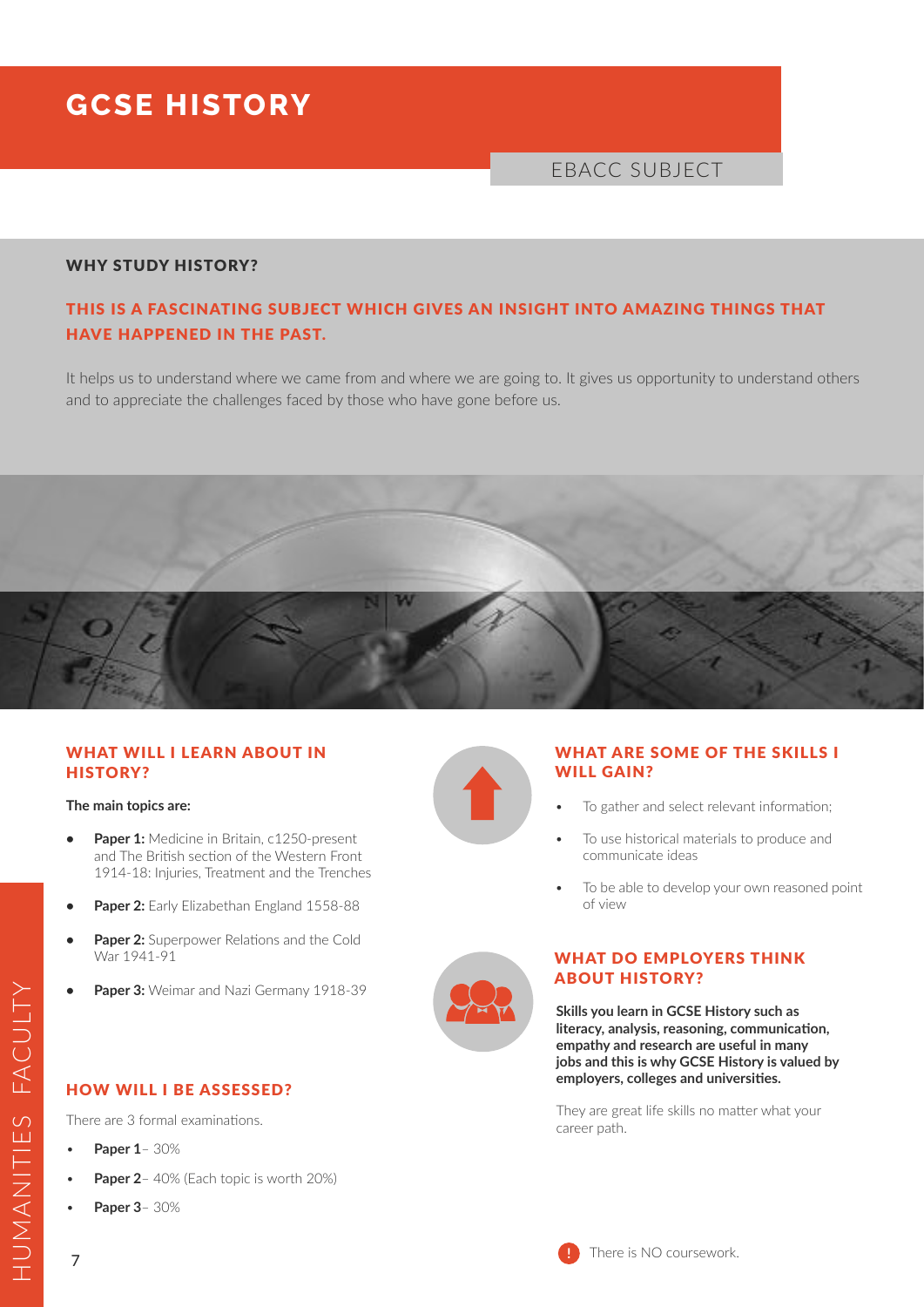# GCSE HISTORY

EBACC SUBJECT

## WHY STUDY HISTORY?

**THIS IS A FASCINATING SUBJECT WHICH GIVES AN INSIGHT INTO AMAZING THINGS THAT HAVE HAPPENED IN THE PAST.**

It helps us to understand where we came from and where we are going to. It gives us opportunity to understand others and to appreciate the challenges faced by those who have gone before us.

## WHAT WILL I LEARN ABOUT IN HISTORY?

**The main topics are:**

- **Paper 1:** Medicine in Britain, c1250-present and The British section of the Western Front 1914-18: Injuries, Treatment and the Trenches
- **Paper 2:** Early Elizabethan England 1558-88
- **Paper 2:** Superpower Relations and the Cold War 1941-91
- **Paper 3:** Weimar and Nazi Germany 1918-39

## HOW WILL I BE ASSESSED?

There are 3 formal examinations.

- **Paper 1** – 30%
- **Paper 2** – 40% (Each topic is worth 20%)
- **Paper 3** – 30%

## WHAT ARE SOME OF THE SKILLS I WILL GAIN?

- To gather and select relevant information;
- To use historical materials to produce and communicate ideas
- To be able to develop your own reasoned point of view

## WHAT DO EMPLOYERS THINK ABOUT HISTORY?

**Skills you learn in GCSE History such as literacy, analysis, reasoning, communication, empathy and research are useful in many jobs and this is why GCSE History is valued by employers, colleges and universities.**

They are great life skills no matter what your career path.

There is NO coursework.

HUMANITIES FACULTY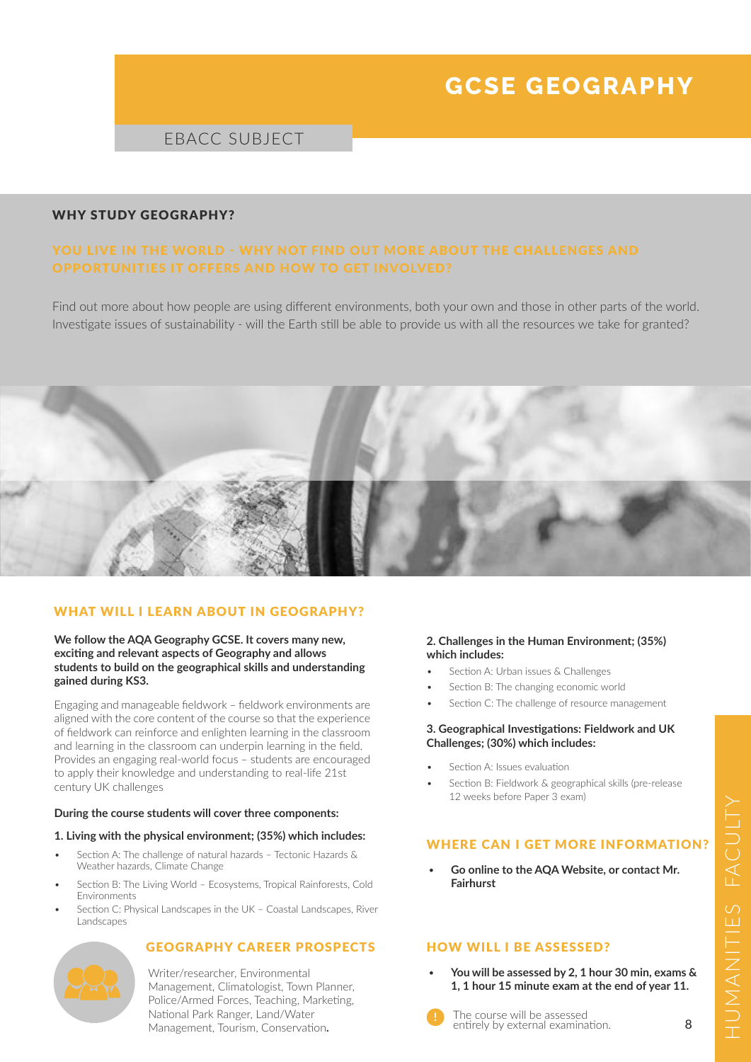# GCSE GEOGRAPHY

EBACC SUBJECT

## WHY STUDY GEOGRAPHY?

### YOU LIVE IN THE WORLD - WHY NOT FIND OUT MORE ABOUT THE CHALLENGES AND OPPORTUNITIES IT OFFERS AND HOW TO GET INVOLVED?

Find out more about how people are using different environments, both your own and those in other parts of the world. Investigate issues of sustainability - will the Earth still be able to provide us with all the resources we take for granted?

## WHAT WILL I LEARN ABOUT IN GEOGRAPHY?

**We follow the AQA Geography GCSE. It covers many new, exciting and relevant aspects of Geography and allows students to build on the geographical skills and understanding gained during KS3.**

Engaging and manageable fieldwork – fieldwork environments are aligned with the core content of the course so that the experience of fieldwork can reinforce and enlighten learning in the classroom and learning in the classroom can underpin learning in the field. Provides an engaging real-world focus – students are encouraged to apply their knowledge and understanding to real-life 21st century UK challenges

**During the course students will cover three components:**

**1. Living with the physical environment; (35%) which includes:**

- Section A: The challenge of natural hazards – Tectonic Hazards & Weather hazards, Climate Change
- Section B: The Living World – Ecosystems, Tropical Rainforests, Cold Environments
- Section C: Physical Landscapes in the UK – Coastal Landscapes, River Landscapes

**2. Challenges in the Human Environment; (35%) which includes:**

- Section A: Urban issues & Challenges
- Section B: The changing economic world
- Section C: The challenge of resource management

**3. Geographical Investigations: Fieldwork and UK Challenges; (30%) which includes:**

- Section A: Issues evaluation
- Section B: Fieldwork & geographical skills (pre-release 12 weeks before Paper 3 exam)

## GEOGRAPHY CAREER PROSPECTS

Writer/researcher, Environmental Management, Climatologist, Town Planner, Police/Armed Forces, Teaching, Marketing, National Park Ranger, Land/Water Management, Tourism, Conservation.

## WHERE CAN I GET MORE INFORMATION?

- **Go online to the AQA Website, or contact Mr. Fairhurst**

## HOW WILL I BE ASSESSED?

- **You will be assessed by 2, 1 hour 30 min, exams & 1, 1 hour 15 minute exam at the end of year 11.**

The course will be assessed entirely by external examination.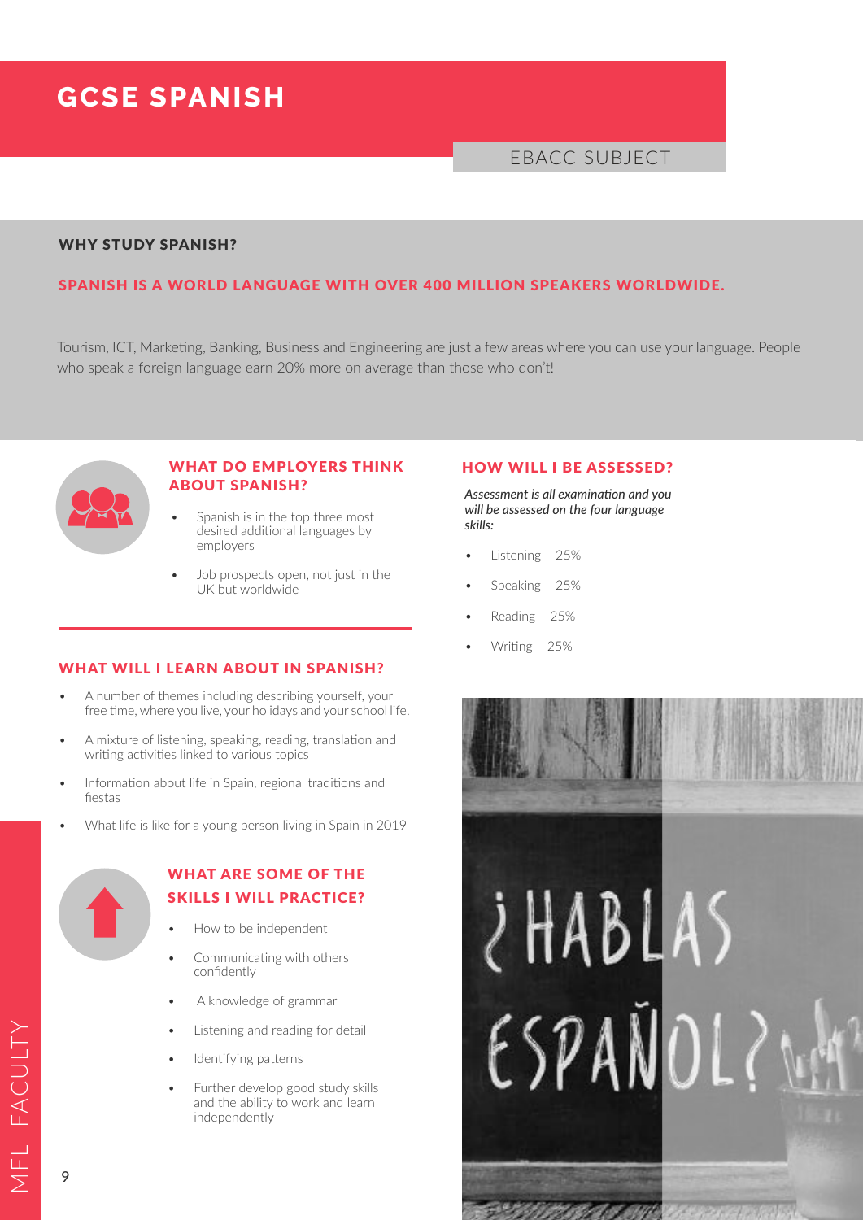# GCSE SPANISH

EBACC SUBJECT

## WHY STUDY SPANISH?

**SPANISH IS A WORLD LANGUAGE WITH OVER 400 MILLION SPEAKERS WORLDWIDE.**

Tourism, ICT, Marketing, Banking, Business and Engineering are just a few areas where you can use your language. People who speak a foreign language earn 20% more on average than those who don't!

## WHAT DO EMPLOYERS THINK ABOUT SPANISH?

- Spanish is in the top three most desired additional languages by employers
- Job prospects open, not just in the UK but worldwide

## WHAT WILL I LEARN ABOUT IN SPANISH?

- A number of themes including describing yourself, your free time, where you live, your holidays and your school life.
- A mixture of listening, speaking, reading, translation and writing activities linked to various topics
- Information about life in Spain, regional traditions and fiestas
- What life is like for a young person living in Spain in 2019

## WHAT ARE SOME OF THE SKILLS I WILL PRACTICE?

- How to be independent
- Communicating with others confidently
- A knowledge of grammar
- Listening and reading for detail
- Identifying patterns
- Further develop good study skills and the ability to work and learn independently

## HOW WILL I BE ASSESSED?

*Assessment is all examination and you will be assessed on the four language skills:*

- Listening – 25%
- Speaking – 25%
- Reading – 25%
- Writing – 25%

MFL FACULTY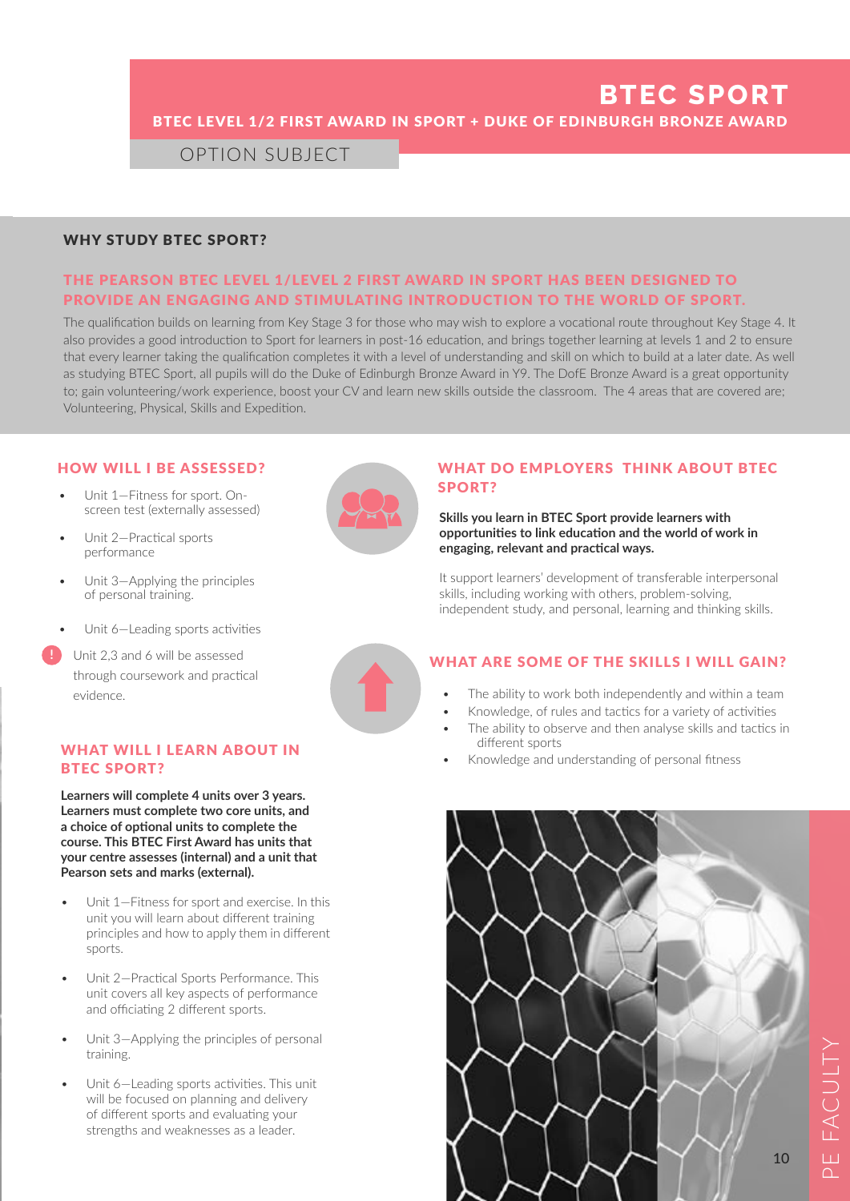# BTEC SPORT

## BTEC LEVEL 1/2 FIRST AWARD IN SPORT + DUKE OF EDINBURGH BRONZE AWARD

OPTION SUBJECT

### WHY STUDY BTEC SPORT?

**THE PEARSON BTEC LEVEL 1/LEVEL 2 FIRST AWARD IN SPORT HAS BEEN DESIGNED TO PROVIDE AN ENGAGING AND STIMULATING INTRODUCTION TO THE WORLD OF SPORT.**

The qualification builds on learning from Key Stage 3 for those who may wish to explore a vocational route throughout Key Stage 4. It also provides a good introduction to Sport for learners in post-16 education, and brings together learning at levels 1 and 2 to ensure that every learner taking the qualification completes it with a level of understanding and skill on which to build at a later date. As well as studying BTEC Sport, all pupils will do the Duke of Edinburgh Bronze Award in Y9. The DofE Bronze Award is a great opportunity to; gain volunteering/work experience, boost your CV and learn new skills outside the classroom. The 4 areas that are covered are; Volunteering, Physical, Skills and Expedition.

### HOW WILL I BE ASSESSED?

- Unit 1—Fitness for sport. On-screen test (externally assessed)
- Unit 2—Practical sports performance
- Unit 3—Applying the principles of personal training.
- Unit 6—Leading sports activities

! Unit 2,3 and 6 will be assessed through coursework and practical evidence.

### WHAT WILL I LEARN ABOUT IN BTEC SPORT?

**Learners will complete 4 units over 3 years. Learners must complete two core units, and a choice of optional units to complete the course. This BTEC First Award has units that your centre assesses (internal) and a unit that Pearson sets and marks (external).**

- Unit 1—Fitness for sport and exercise. In this unit you will learn about different training principles and how to apply them in different sports.
- Unit 2—Practical Sports Performance. This unit covers all key aspects of performance and officiating 2 different sports.
- Unit 3—Applying the principles of personal training.
- Unit 6—Leading sports activities. This unit will be focused on planning and delivery of different sports and evaluating your strengths and weaknesses as a leader.

### WHAT DO EMPLOYERS THINK ABOUT BTEC SPORT?

**Skills you learn in BTEC Sport provide learners with opportunities to link education and the world of work in engaging, relevant and practical ways.**

It support learners' development of transferable interpersonal skills, including working with others, problem-solving, independent study, and personal, learning and thinking skills.

### WHAT ARE SOME OF THE SKILLS I WILL GAIN?

- The ability to work both independently and within a team
- Knowledge, of rules and tactics for a variety of activities
- The ability to observe and then analyse skills and tactics in different sports
- Knowledge and understanding of personal fitness

PE FACULTY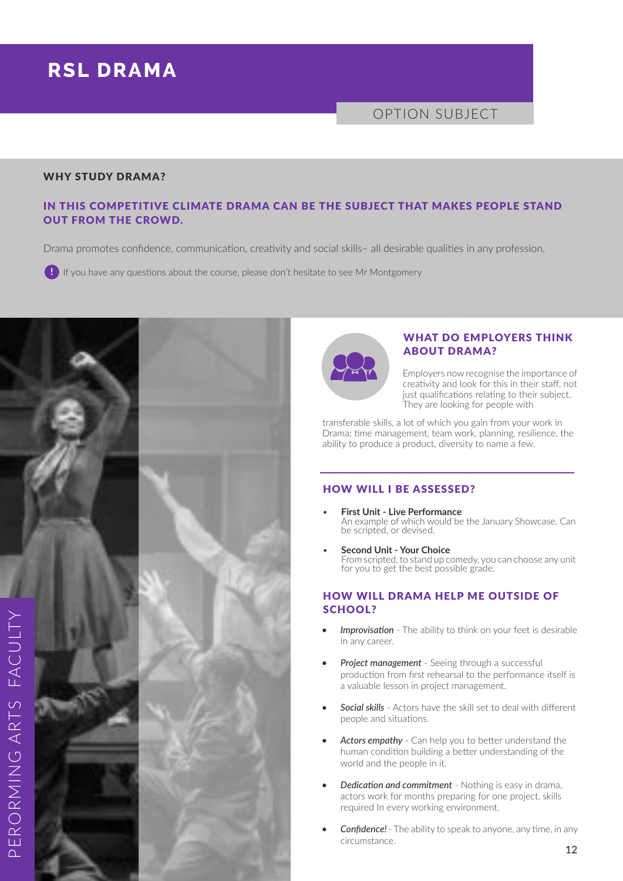# RSL DRAMA

OPTION SUBJECT

## WHY STUDY DRAMA?

**IN THIS COMPETITIVE CLIMATE DRAMA CAN BE THE SUBJECT THAT MAKES PEOPLE STAND OUT FROM THE CROWD.**

Drama promotes confidence, communication, creativity and social skills– all desirable qualities in any profession.

! If you have any questions about the course, please don't hesitate to see Mr Montgomery

## WHAT DO EMPLOYERS THINK ABOUT DRAMA?

Employers now recognise the importance of creativity and look for this in their staff, not just qualifications relating to their subject. They are looking for people with transferable skills, a lot of which you gain from your work in Drama; time management, team work, planning, resilience, the ability to produce a product, diversity to name a few.

## HOW WILL I BE ASSESSED?

- **First Unit - Live Performance**
  An example of which would be the January Showcase. Can be scripted, or devised.
- **Second Unit - Your Choice**
  From scripted, to stand up comedy, you can choose any unit for you to get the best possible grade.

## HOW WILL DRAMA HELP ME OUTSIDE OF SCHOOL?

- ***Improvisation*** - The ability to think on your feet is desirable in any career.
- ***Project management*** - Seeing through a successful production from first rehearsal to the performance itself is a valuable lesson in project management.
- ***Social skills*** - Actors have the skill set to deal with different people and situations.
- ***Actors empathy*** - Can help you to better understand the human condition building a better understanding of the world and the people in it.
- ***Dedication and commitment*** - Nothing is easy in drama, actors work for months preparing for one project, skills required In every working environment.
- ***Confidence!*** - The ability to speak to anyone, any time, in any circumstance.

PERORMING ARTS FACULTY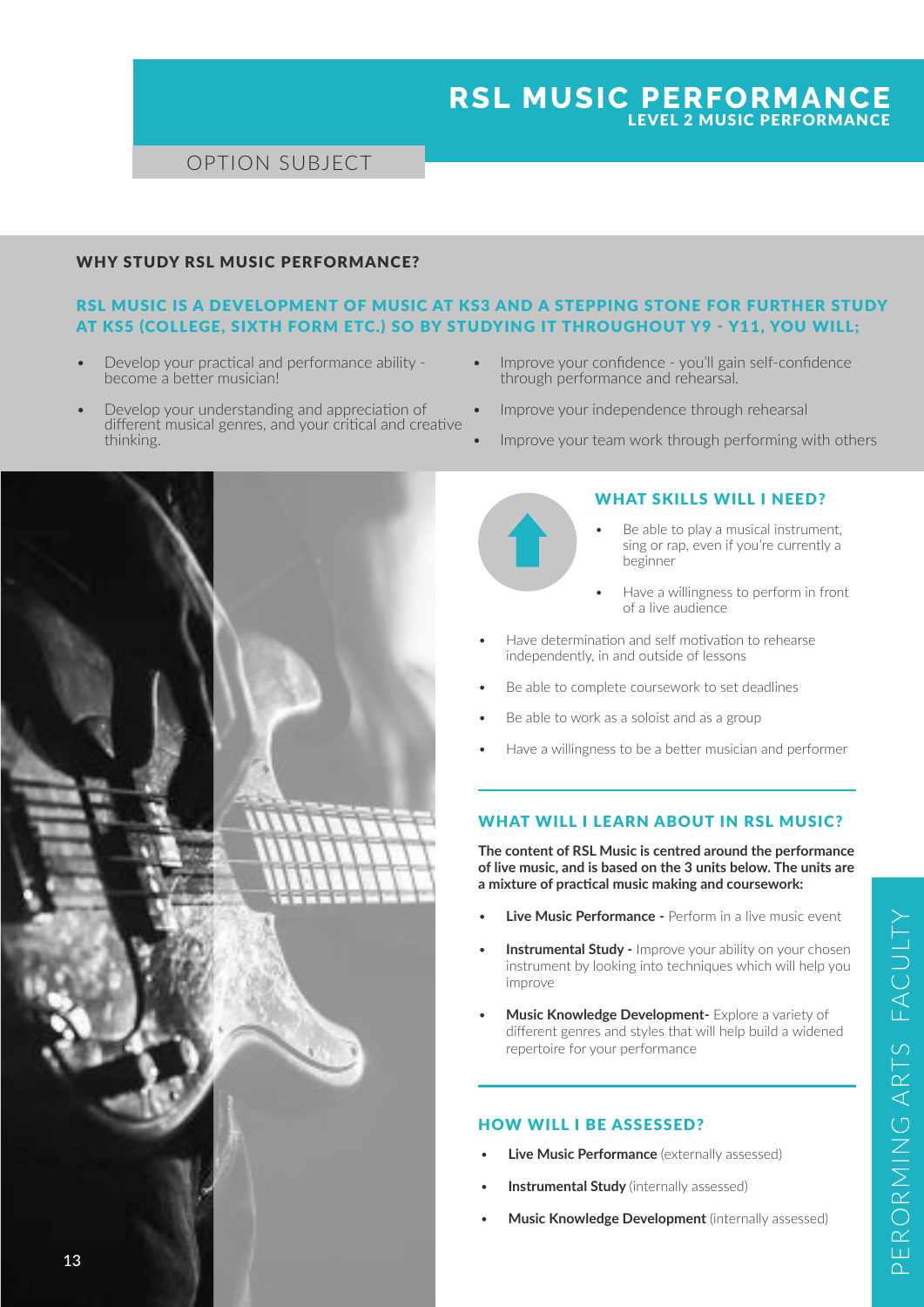# RSL MUSIC PERFORMANCE
## LEVEL 2 MUSIC PERFORMANCE

OPTION SUBJECT

### WHY STUDY RSL MUSIC PERFORMANCE?

**RSL MUSIC IS A DEVELOPMENT OF MUSIC AT KS3 AND A STEPPING STONE FOR FURTHER STUDY AT KS5 (COLLEGE, SIXTH FORM ETC.) SO BY STUDYING IT THROUGHOUT Y9 - Y11, YOU WILL;**

- Develop your practical and performance ability - become a better musician!
- Develop your understanding and appreciation of different musical genres, and your critical and creative thinking.
- Improve your confidence - you'll gain self-confidence through performance and rehearsal.
- Improve your independence through rehearsal
- Improve your team work through performing with others

### WHAT SKILLS WILL I NEED?

- Be able to play a musical instrument, sing or rap, even if you're currently a beginner
- Have a willingness to perform in front of a live audience
- Have determination and self motivation to rehearse independently, in and outside of lessons
- Be able to complete coursework to set deadlines
- Be able to work as a soloist and as a group
- Have a willingness to be a better musician and performer

### WHAT WILL I LEARN ABOUT IN RSL MUSIC?

**The content of RSL Music is centred around the performance of live music, and is based on the 3 units below. The units are a mixture of practical music making and coursework:**

- **Live Music Performance -** Perform in a live music event
- **Instrumental Study -** Improve your ability on your chosen instrument by looking into techniques which will help you improve
- **Music Knowledge Development-** Explore a variety of different genres and styles that will help build a widened repertoire for your performance

### HOW WILL I BE ASSESSED?

- **Live Music Performance** (externally assessed)
- **Instrumental Study** (internally assessed)
- **Music Knowledge Development** (internally assessed)

PERORMING ARTS FACULTY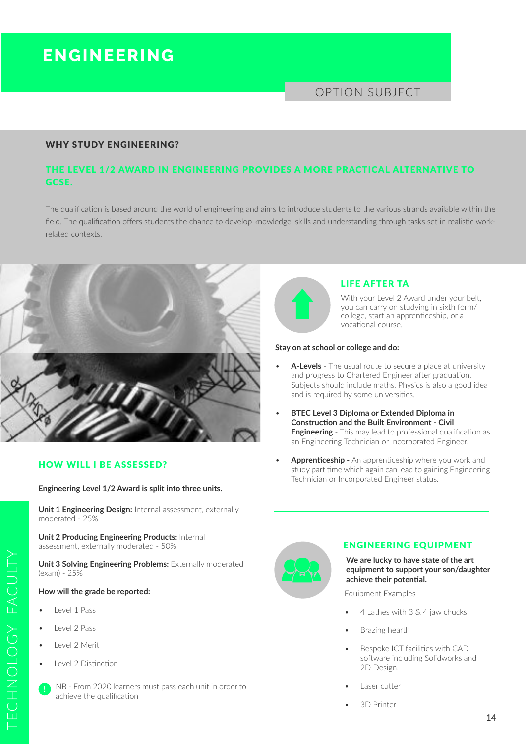# ENGINEERING

OPTION SUBJECT

## WHY STUDY ENGINEERING?

### THE LEVEL 1/2 AWARD IN ENGINEERING PROVIDES A MORE PRACTICAL ALTERNATIVE TO GCSE.

The qualification is based around the world of engineering and aims to introduce students to the various strands available within the field. The qualification offers students the chance to develop knowledge, skills and understanding through tasks set in realistic work-related contexts.

## HOW WILL I BE ASSESSED?

**Engineering Level 1/2 Award is split into three units.**

**Unit 1 Engineering Design:** Internal assessment, externally moderated - 25%

**Unit 2 Producing Engineering Products:** Internal assessment, externally moderated - 50%

**Unit 3 Solving Engineering Problems:** Externally moderated (exam) - 25%

**How will the grade be reported:**

- Level 1 Pass
- Level 2 Pass
- Level 2 Merit
- Level 2 Distinction

NB - From 2020 learners must pass each unit in order to achieve the qualification

## LIFE AFTER TA

With your Level 2 Award under your belt, you can carry on studying in sixth form/ college, start an apprenticeship, or a vocational course.

**Stay on at school or college and do:**

- **A-Levels** - The usual route to secure a place at university and progress to Chartered Engineer after graduation. Subjects should include maths. Physics is also a good idea and is required by some universities.
- **BTEC Level 3 Diploma or Extended Diploma in Construction and the Built Environment - Civil Engineering** - This may lead to professional qualification as an Engineering Technician or Incorporated Engineer.
- **Apprenticeship -** An apprenticeship where you work and study part time which again can lead to gaining Engineering Technician or Incorporated Engineer status.

## ENGINEERING EQUIPMENT

**We are lucky to have state of the art equipment to support your son/daughter achieve their potential.**

Equipment Examples

- 4 Lathes with 3 & 4 jaw chucks
- Brazing hearth
- Bespoke ICT facilities with CAD software including Solidworks and 2D Design.
- Laser cutter
- 3D Printer

TECHNOLOGY FACULTY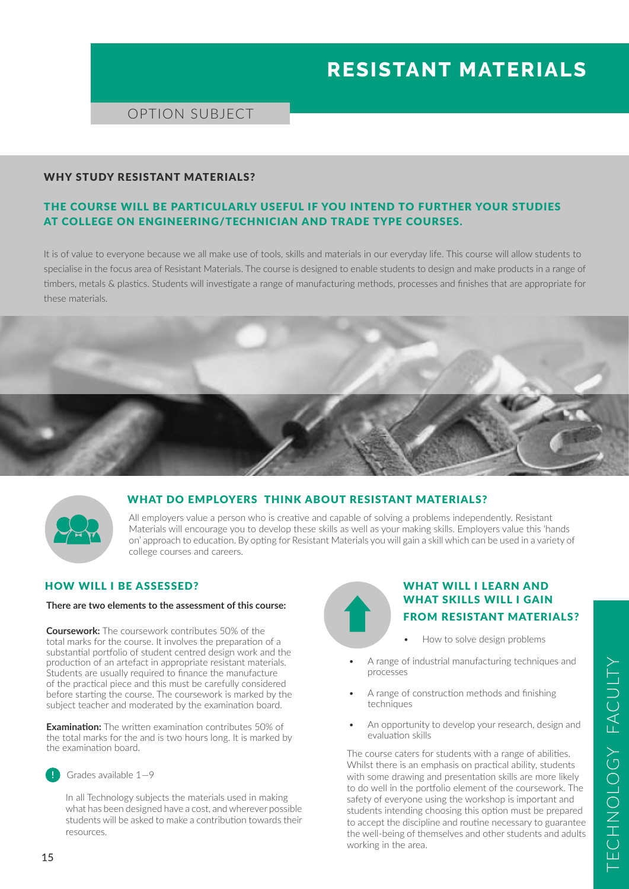# RESISTANT MATERIALS

OPTION SUBJECT

## WHY STUDY RESISTANT MATERIALS?

### THE COURSE WILL BE PARTICULARLY USEFUL IF YOU INTEND TO FURTHER YOUR STUDIES AT COLLEGE ON ENGINEERING/TECHNICIAN AND TRADE TYPE COURSES.

It is of value to everyone because we all make use of tools, skills and materials in our everyday life. This course will allow students to specialise in the focus area of Resistant Materials. The course is designed to enable students to design and make products in a range of timbers, metals & plastics. Students will investigate a range of manufacturing methods, processes and finishes that are appropriate for these materials.

## WHAT DO EMPLOYERS THINK ABOUT RESISTANT MATERIALS?

All employers value a person who is creative and capable of solving a problems independently. Resistant Materials will encourage you to develop these skills as well as your making skills. Employers value this 'hands on' approach to education. By opting for Resistant Materials you will gain a skill which can be used in a variety of college courses and careers.

## HOW WILL I BE ASSESSED?

**There are two elements to the assessment of this course:**

**Coursework:** The coursework contributes 50% of the total marks for the course. It involves the preparation of a substantial portfolio of student centred design work and the production of an artefact in appropriate resistant materials. Students are usually required to finance the manufacture of the practical piece and this must be carefully considered before starting the course. The coursework is marked by the subject teacher and moderated by the examination board.

**Examination:** The written examination contributes 50% of the total marks for the and is two hours long. It is marked by the examination board.

Grades available 1—9

In all Technology subjects the materials used in making what has been designed have a cost, and wherever possible students will be asked to make a contribution towards their resources.

## WHAT WILL I LEARN AND WHAT SKILLS WILL I GAIN FROM RESISTANT MATERIALS?

- How to solve design problems
- A range of industrial manufacturing techniques and processes
- A range of construction methods and finishing techniques
- An opportunity to develop your research, design and evaluation skills

The course caters for students with a range of abilities. Whilst there is an emphasis on practical ability, students with some drawing and presentation skills are more likely to do well in the portfolio element of the coursework. The safety of everyone using the workshop is important and students intending choosing this option must be prepared to accept the discipline and routine necessary to guarantee the well-being of themselves and other students and adults working in the area.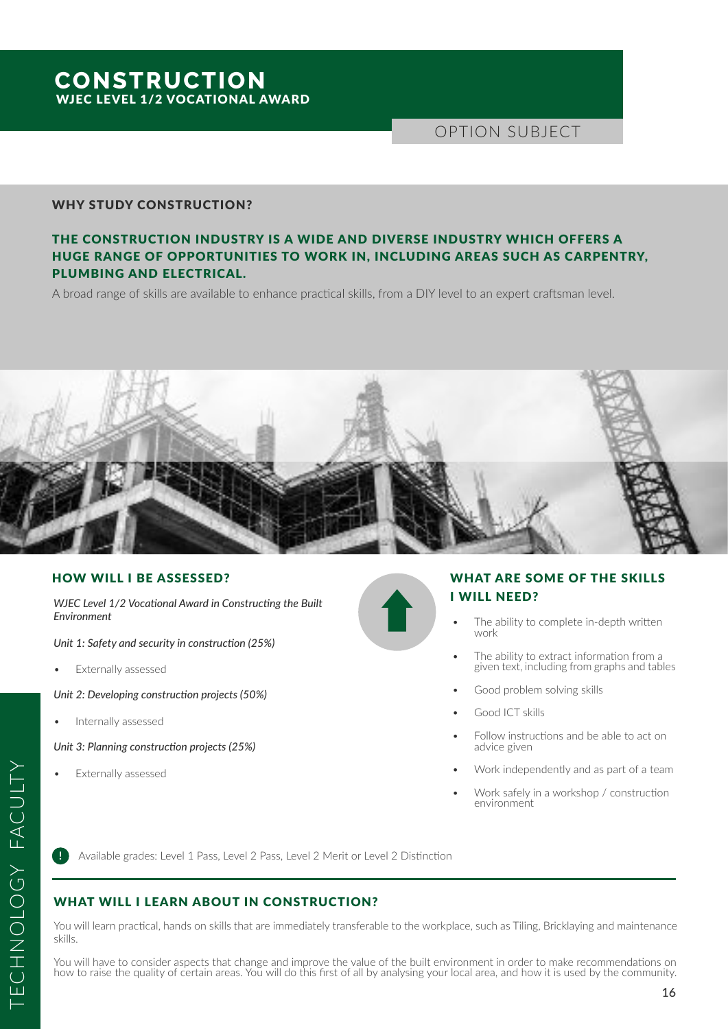# CONSTRUCTION

**WJEC LEVEL 1/2 VOCATIONAL AWARD**

OPTION SUBJECT

## WHY STUDY CONSTRUCTION?

### THE CONSTRUCTION INDUSTRY IS A WIDE AND DIVERSE INDUSTRY WHICH OFFERS A HUGE RANGE OF OPPORTUNITIES TO WORK IN, INCLUDING AREAS SUCH AS CARPENTRY, PLUMBING AND ELECTRICAL.

A broad range of skills are available to enhance practical skills, from a DIY level to an expert craftsman level.

## HOW WILL I BE ASSESSED?

*WJEC Level 1/2 Vocational Award in Constructing the Built Environment*

*Unit 1: Safety and security in construction (25%)*

- Externally assessed

*Unit 2: Developing construction projects (50%)*

- Internally assessed

*Unit 3: Planning construction projects (25%)*

- Externally assessed

## WHAT ARE SOME OF THE SKILLS I WILL NEED?

- The ability to complete in-depth written work
- The ability to extract information from a given text, including from graphs and tables
- Good problem solving skills
- Good ICT skills
- Follow instructions and be able to act on advice given
- Work independently and as part of a team
- Work safely in a workshop / construction environment

Available grades: Level 1 Pass, Level 2 Pass, Level 2 Merit or Level 2 Distinction

## WHAT WILL I LEARN ABOUT IN CONSTRUCTION?

You will learn practical, hands on skills that are immediately transferable to the workplace, such as Tiling, Bricklaying and maintenance skills.

You will have to consider aspects that change and improve the value of the built environment in order to make recommendations on how to raise the quality of certain areas. You will do this first of all by analysing your local area, and how it is used by the community.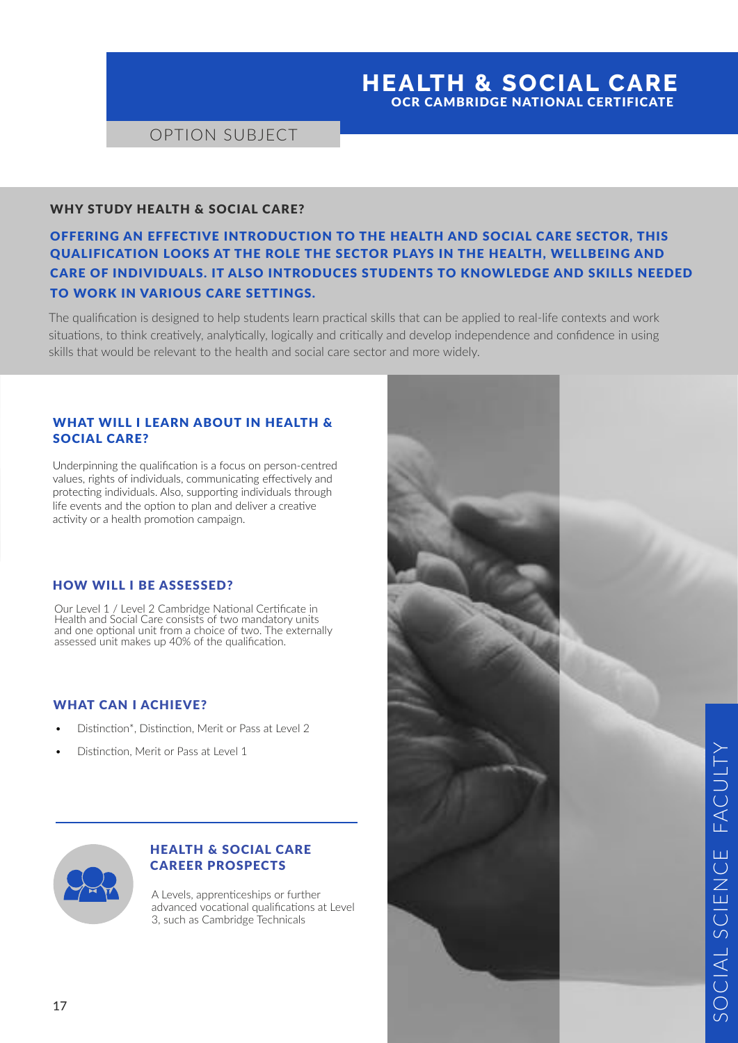# HEALTH & SOCIAL CARE

## OCR CAMBRIDGE NATIONAL CERTIFICATE

OPTION SUBJECT

### WHY STUDY HEALTH & SOCIAL CARE?

**OFFERING AN EFFECTIVE INTRODUCTION TO THE HEALTH AND SOCIAL CARE SECTOR, THIS QUALIFICATION LOOKS AT THE ROLE THE SECTOR PLAYS IN THE HEALTH, WELLBEING AND CARE OF INDIVIDUALS. IT ALSO INTRODUCES STUDENTS TO KNOWLEDGE AND SKILLS NEEDED TO WORK IN VARIOUS CARE SETTINGS.**

The qualification is designed to help students learn practical skills that can be applied to real-life contexts and work situations, to think creatively, analytically, logically and critically and develop independence and confidence in using skills that would be relevant to the health and social care sector and more widely.

### WHAT WILL I LEARN ABOUT IN HEALTH & SOCIAL CARE?

Underpinning the qualification is a focus on person-centred values, rights of individuals, communicating effectively and protecting individuals. Also, supporting individuals through life events and the option to plan and deliver a creative activity or a health promotion campaign.

### HOW WILL I BE ASSESSED?

Our Level 1 / Level 2 Cambridge National Certificate in Health and Social Care consists of two mandatory units and one optional unit from a choice of two. The externally assessed unit makes up 40% of the qualification.

### WHAT CAN I ACHIEVE?

- Distinction*, Distinction, Merit or Pass at Level 2
- Distinction, Merit or Pass at Level 1

### HEALTH & SOCIAL CARE CAREER PROSPECTS

A Levels, apprenticeships or further advanced vocational qualifications at Level 3, such as Cambridge Technicals

SOCIAL SCIENCE FACULTY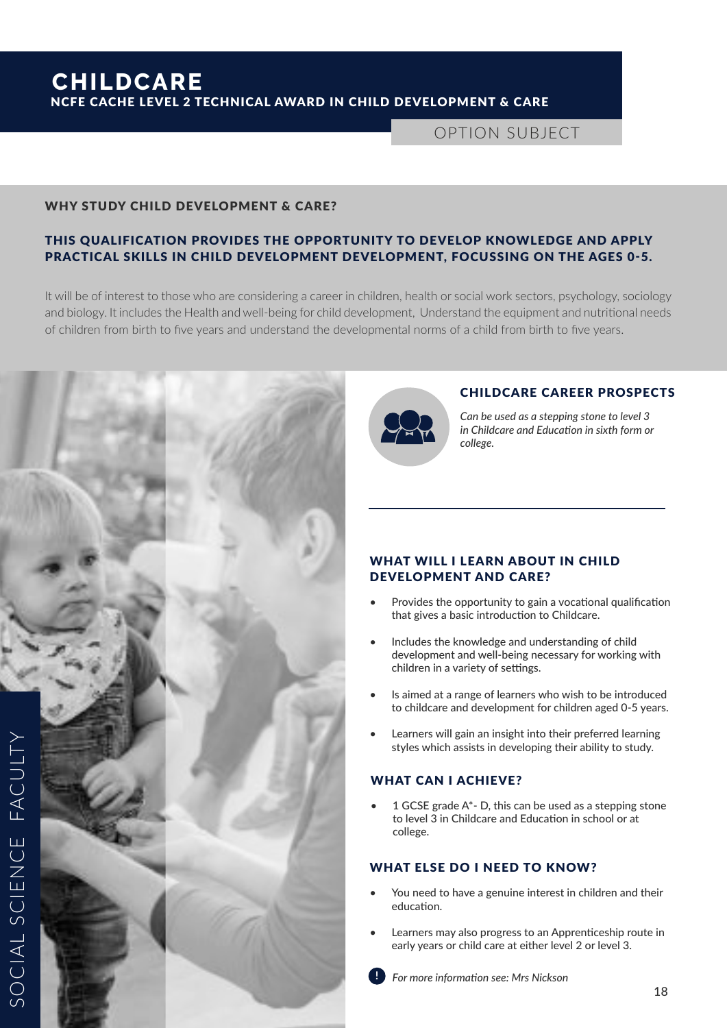# CHILDCARE

## NCFE CACHE LEVEL 2 TECHNICAL AWARD IN CHILD DEVELOPMENT & CARE

OPTION SUBJECT

### WHY STUDY CHILD DEVELOPMENT & CARE?

**THIS QUALIFICATION PROVIDES THE OPPORTUNITY TO DEVELOP KNOWLEDGE AND APPLY PRACTICAL SKILLS IN CHILD DEVELOPMENT DEVELOPMENT, FOCUSSING ON THE AGES 0-5.**

It will be of interest to those who are considering a career in children, health or social work sectors, psychology, sociology and biology. It includes the Health and well-being for child development, Understand the equipment and nutritional needs of children from birth to five years and understand the developmental norms of a child from birth to five years.

### CHILDCARE CAREER PROSPECTS

*Can be used as a stepping stone to level 3 in Childcare and Education in sixth form or college.*

### WHAT WILL I LEARN ABOUT IN CHILD DEVELOPMENT AND CARE?

- Provides the opportunity to gain a vocational qualification that gives a basic introduction to Childcare.
- Includes the knowledge and understanding of child development and well-being necessary for working with children in a variety of settings.
- Is aimed at a range of learners who wish to be introduced to childcare and development for children aged 0-5 years.
- Learners will gain an insight into their preferred learning styles which assists in developing their ability to study.

### WHAT CAN I ACHIEVE?

- 1 GCSE grade A*- D, this can be used as a stepping stone to level 3 in Childcare and Education in school or at college.

### WHAT ELSE DO I NEED TO KNOW?

- You need to have a genuine interest in children and their education.
- Learners may also progress to an Apprenticeship route in early years or child care at either level 2 or level 3.

*For more information see: Mrs Nickson*

SOCIAL SCIENCE FACULTY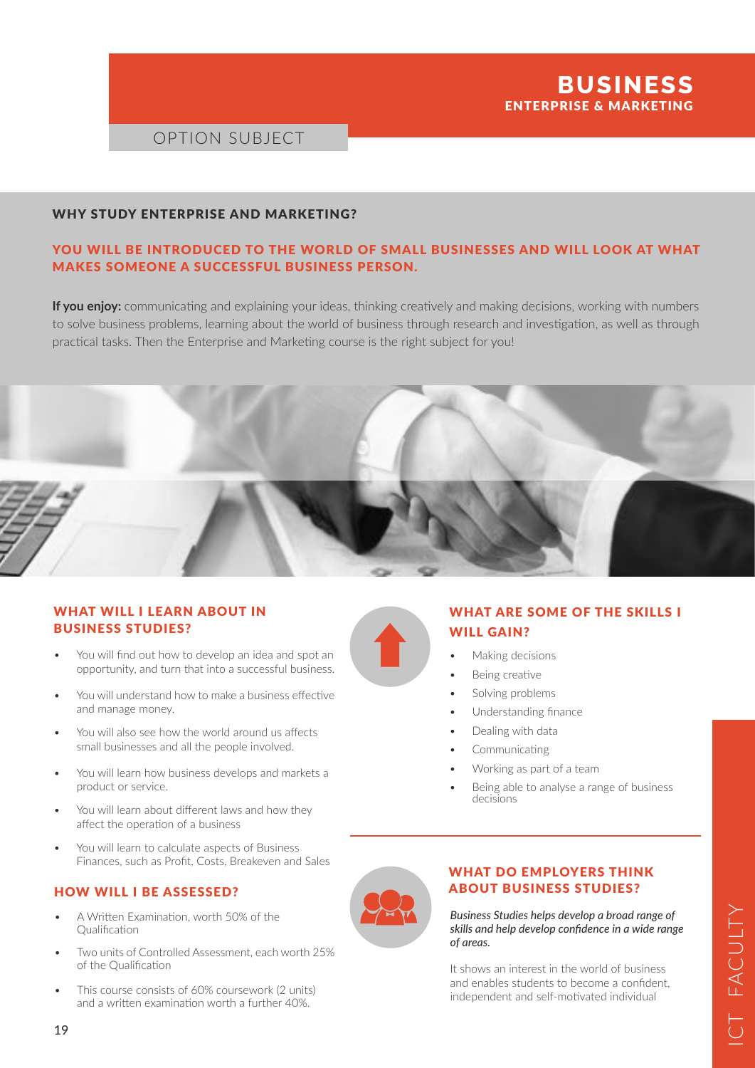# BUSINESS
## ENTERPRISE & MARKETING

OPTION SUBJECT

### WHY STUDY ENTERPRISE AND MARKETING?

**YOU WILL BE INTRODUCED TO THE WORLD OF SMALL BUSINESSES AND WILL LOOK AT WHAT MAKES SOMEONE A SUCCESSFUL BUSINESS PERSON.**

**If you enjoy:** communicating and explaining your ideas, thinking creatively and making decisions, working with numbers to solve business problems, learning about the world of business through research and investigation, as well as through practical tasks. Then the Enterprise and Marketing course is the right subject for you!

### WHAT WILL I LEARN ABOUT IN BUSINESS STUDIES?

- You will find out how to develop an idea and spot an opportunity, and turn that into a successful business.
- You will understand how to make a business effective and manage money.
- You will also see how the world around us affects small businesses and all the people involved.
- You will learn how business develops and markets a product or service.
- You will learn about different laws and how they affect the operation of a business
- You will learn to calculate aspects of Business Finances, such as Profit, Costs, Breakeven and Sales

### HOW WILL I BE ASSESSED?

- A Written Examination, worth 50% of the Qualification
- Two units of Controlled Assessment, each worth 25% of the Qualification
- This course consists of 60% coursework (2 units) and a written examination worth a further 40%.

### WHAT ARE SOME OF THE SKILLS I WILL GAIN?

- Making decisions
- Being creative
- Solving problems
- Understanding finance
- Dealing with data
- Communicating
- Working as part of a team
- Being able to analyse a range of business decisions

### WHAT DO EMPLOYERS THINK ABOUT BUSINESS STUDIES?

***Business Studies helps develop a broad range of skills and help develop confidence in a wide range of areas.***

It shows an interest in the world of business and enables students to become a confident, independent and self-motivated individual

ICT FACULTY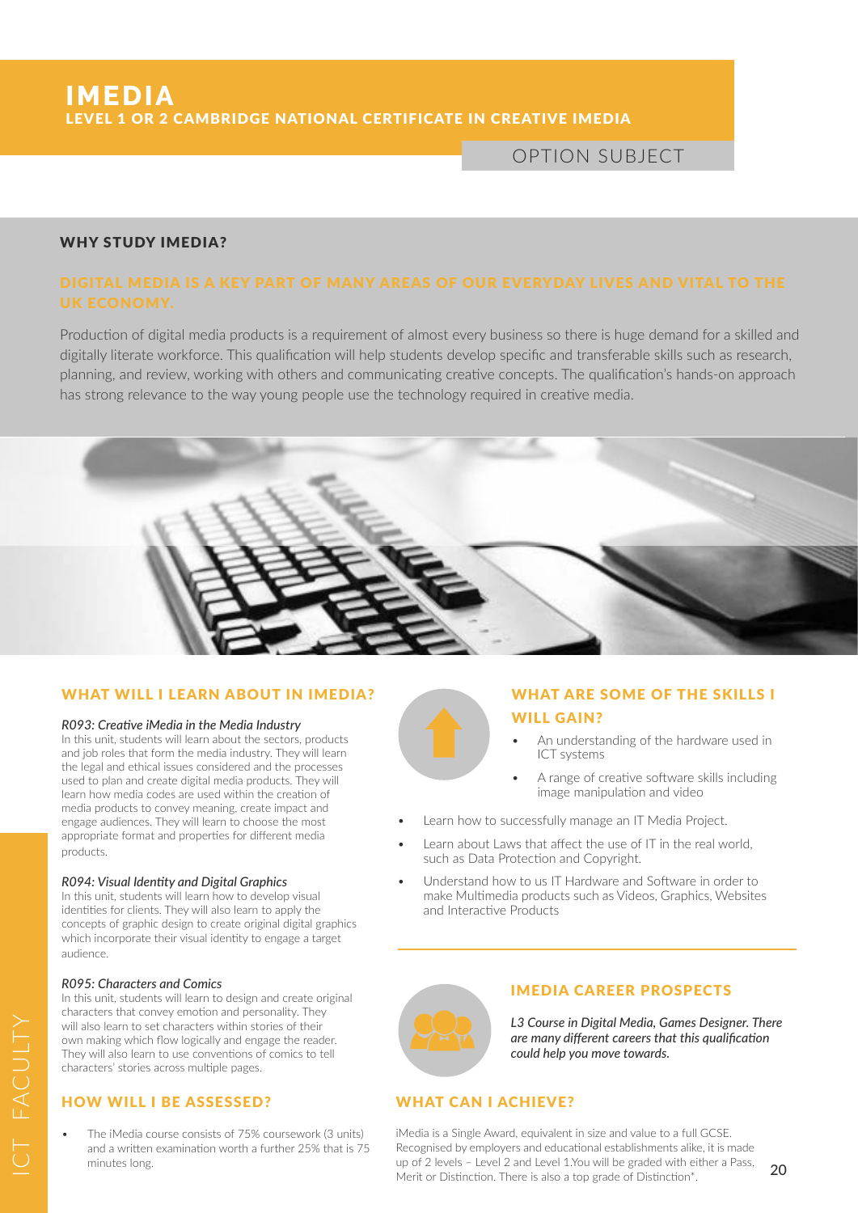# IMEDIA

## LEVEL 1 OR 2 CAMBRIDGE NATIONAL CERTIFICATE IN CREATIVE IMEDIA

OPTION SUBJECT

### WHY STUDY IMEDIA?

**DIGITAL MEDIA IS A KEY PART OF MANY AREAS OF OUR EVERYDAY LIVES AND VITAL TO THE UK ECONOMY.**

Production of digital media products is a requirement of almost every business so there is huge demand for a skilled and digitally literate workforce. This qualification will help students develop specific and transferable skills such as research, planning, and review, working with others and communicating creative concepts. The qualification's hands-on approach has strong relevance to the way young people use the technology required in creative media.

### WHAT WILL I LEARN ABOUT IN IMEDIA?

*R093: Creative iMedia in the Media Industry*
In this unit, students will learn about the sectors, products and job roles that form the media industry. They will learn the legal and ethical issues considered and the processes used to plan and create digital media products. They will learn how media codes are used within the creation of media products to convey meaning, create impact and engage audiences. They will learn to choose the most appropriate format and properties for different media products.

*R094: Visual Identity and Digital Graphics*
In this unit, students will learn how to develop visual identities for clients. They will also learn to apply the concepts of graphic design to create original digital graphics which incorporate their visual identity to engage a target audience.

*R095: Characters and Comics*
In this unit, students will learn to design and create original characters that convey emotion and personality. They will also learn to set characters within stories of their own making which flow logically and engage the reader. They will also learn to use conventions of comics to tell characters' stories across multiple pages.

### HOW WILL I BE ASSESSED?

- The iMedia course consists of 75% coursework (3 units) and a written examination worth a further 25% that is 75 minutes long.

### WHAT ARE SOME OF THE SKILLS I WILL GAIN?

- An understanding of the hardware used in ICT systems
- A range of creative software skills including image manipulation and video
- Learn how to successfully manage an IT Media Project.
- Learn about Laws that affect the use of IT in the real world, such as Data Protection and Copyright.
- Understand how to us IT Hardware and Software in order to make Multimedia products such as Videos, Graphics, Websites and Interactive Products

### IMEDIA CAREER PROSPECTS

***L3 Course in Digital Media, Games Designer. There are many different careers that this qualification could help you move towards.***

### WHAT CAN I ACHIEVE?

iMedia is a Single Award, equivalent in size and value to a full GCSE. Recognised by employers and educational establishments alike, it is made up of 2 levels – Level 2 and Level 1.You will be graded with either a Pass, Merit or Distinction. There is also a top grade of Distinction*.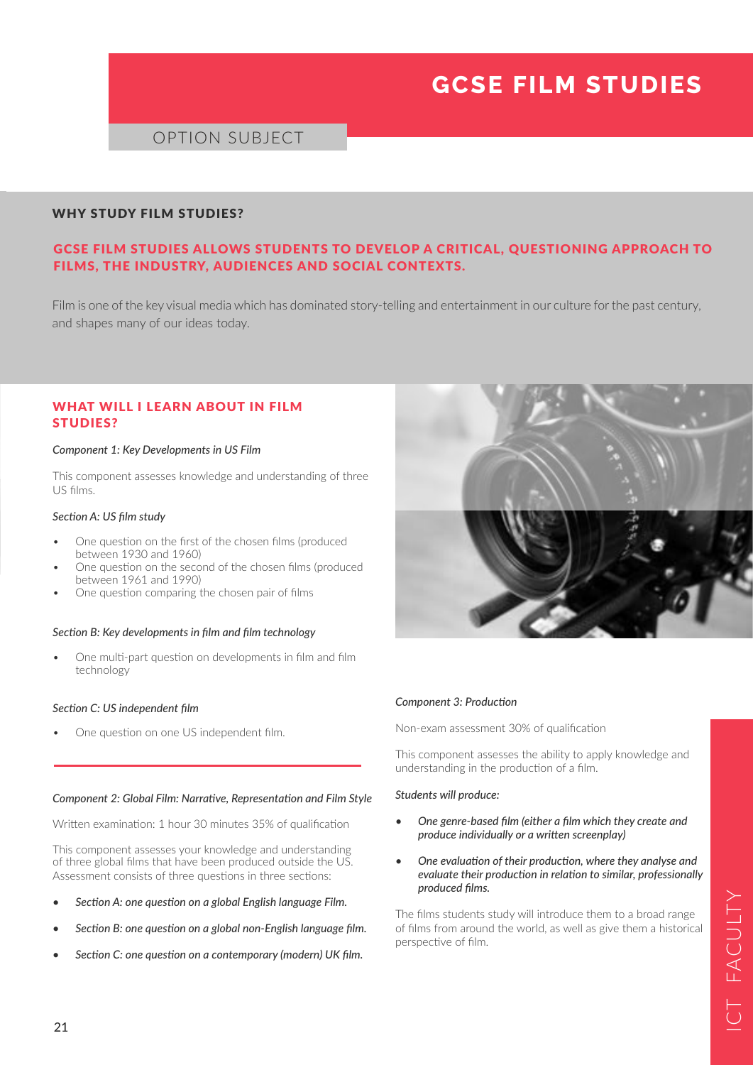# GCSE FILM STUDIES

OPTION SUBJECT

## WHY STUDY FILM STUDIES?

### GCSE FILM STUDIES ALLOWS STUDENTS TO DEVELOP A CRITICAL, QUESTIONING APPROACH TO FILMS, THE INDUSTRY, AUDIENCES AND SOCIAL CONTEXTS.

Film is one of the key visual media which has dominated story-telling and entertainment in our culture for the past century, and shapes many of our ideas today.

## WHAT WILL I LEARN ABOUT IN FILM STUDIES?

*Component 1: Key Developments in US Film*

This component assesses knowledge and understanding of three US films.

*Section A: US film study*

- One question on the first of the chosen films (produced between 1930 and 1960)
- One question on the second of the chosen films (produced between 1961 and 1990)
- One question comparing the chosen pair of films

*Section B: Key developments in film and film technology*

- One multi-part question on developments in film and film technology

*Section C: US independent film*

- One question on one US independent film.

*Component 2: Global Film: Narrative, Representation and Film Style*

Written examination: 1 hour 30 minutes 35% of qualification

This component assesses your knowledge and understanding of three global films that have been produced outside the US. Assessment consists of three questions in three sections:

- *Section A: one question on a global English language Film.*
- *Section B: one question on a global non-English language film.*
- *Section C: one question on a contemporary (modern) UK film.*

*Component 3: Production*

Non-exam assessment 30% of qualification

This component assesses the ability to apply knowledge and understanding in the production of a film.

***Students will produce:***

- ***One genre-based film (either a film which they create and produce individually or a written screenplay)***
- ***One evaluation of their production, where they analyse and evaluate their production in relation to similar, professionally produced films.***

The films students study will introduce them to a broad range of films from around the world, as well as give them a historical perspective of film.

ICT FACULTY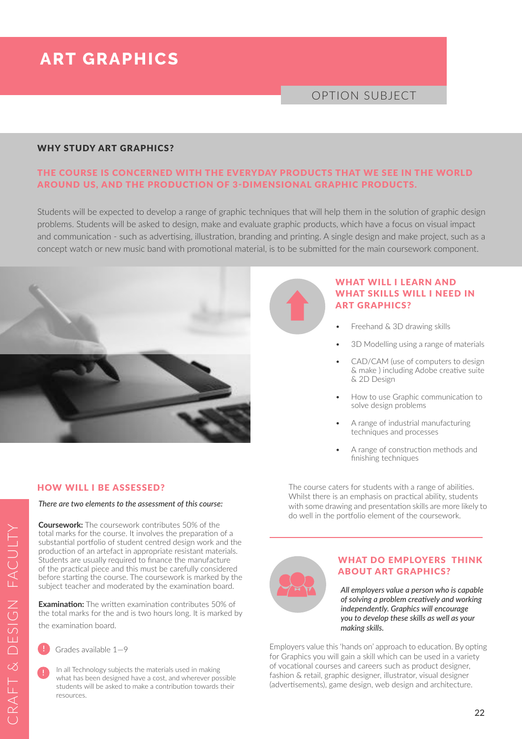# ART GRAPHICS

OPTION SUBJECT

## WHY STUDY ART GRAPHICS?

**THE COURSE IS CONCERNED WITH THE EVERYDAY PRODUCTS THAT WE SEE IN THE WORLD AROUND US, AND THE PRODUCTION OF 3-DIMENSIONAL GRAPHIC PRODUCTS.**

Students will be expected to develop a range of graphic techniques that will help them in the solution of graphic design problems. Students will be asked to design, make and evaluate graphic products, which have a focus on visual impact and communication - such as advertising, illustration, branding and printing. A single design and make project, such as a concept watch or new music band with promotional material, is to be submitted for the main coursework component.

## WHAT WILL I LEARN AND WHAT SKILLS WILL I NEED IN ART GRAPHICS?

- Freehand & 3D drawing skills
- 3D Modelling using a range of materials
- CAD/CAM (use of computers to design & make ) including Adobe creative suite & 2D Design
- How to use Graphic communication to solve design problems
- A range of industrial manufacturing techniques and processes
- A range of construction methods and finishing techniques

## HOW WILL I BE ASSESSED?

*There are two elements to the assessment of this course:*

**Coursework:** The coursework contributes 50% of the total marks for the course. It involves the preparation of a substantial portfolio of student centred design work and the production of an artefact in appropriate resistant materials. Students are usually required to finance the manufacture of the practical piece and this must be carefully considered before starting the course. The coursework is marked by the subject teacher and moderated by the examination board.

**Examination:** The written examination contributes 50% of the total marks for the and is two hours long. It is marked by the examination board.

Grades available 1—9

In all Technology subjects the materials used in making what has been designed have a cost, and wherever possible students will be asked to make a contribution towards their resources.

The course caters for students with a range of abilities. Whilst there is an emphasis on practical ability, students with some drawing and presentation skills are more likely to do well in the portfolio element of the coursework.

## WHAT DO EMPLOYERS THINK ABOUT ART GRAPHICS?

*All employers value a person who is capable of solving a problem creatively and working independently. Graphics will encourage you to develop these skills as well as your making skills.*

Employers value this 'hands on' approach to education. By opting for Graphics you will gain a skill which can be used in a variety of vocational courses and careers such as product designer, fashion & retail, graphic designer, illustrator, visual designer (advertisements), game design, web design and architecture.

CRAFT & DESIGN FACULTY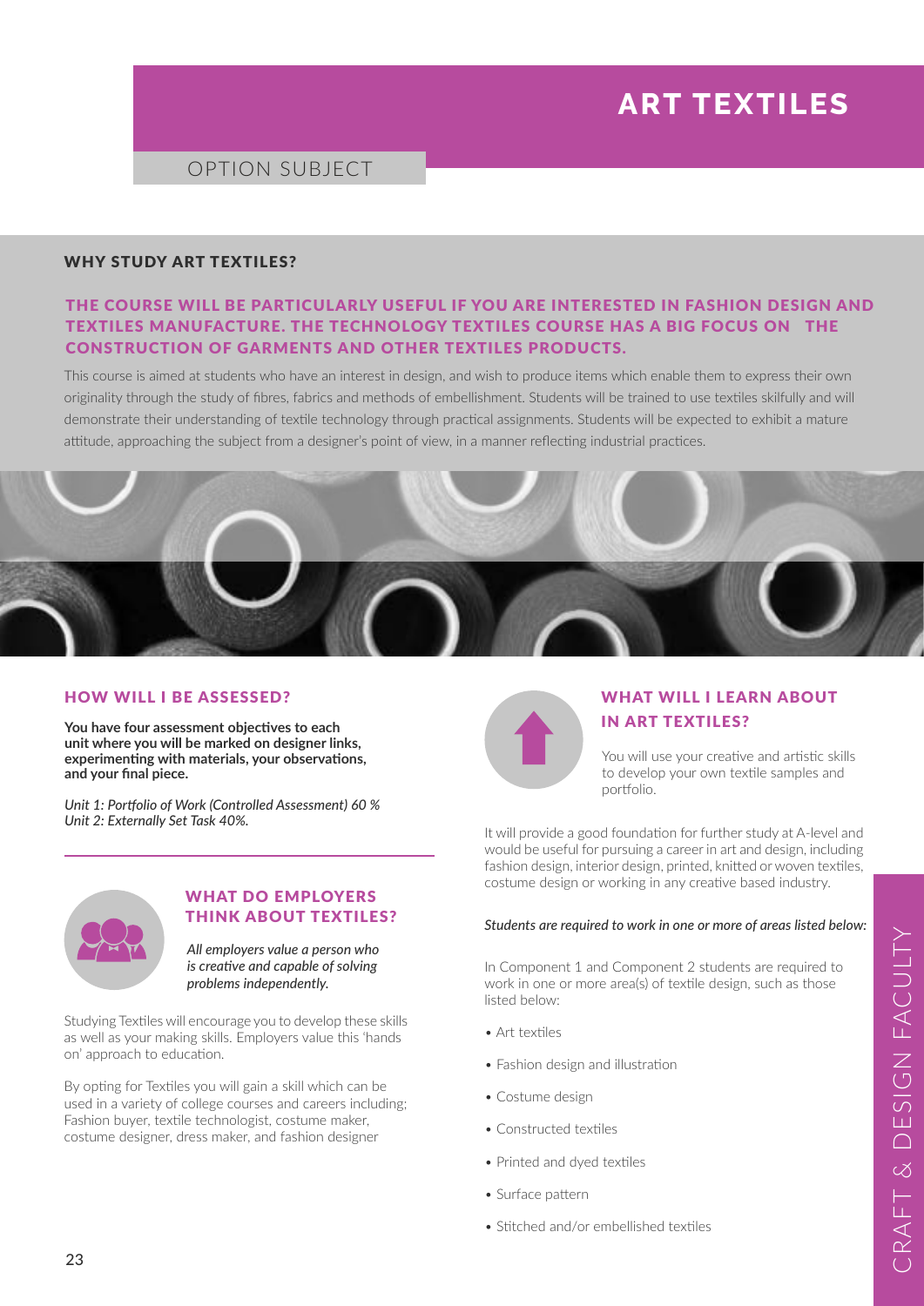# ART TEXTILES

OPTION SUBJECT

## WHY STUDY ART TEXTILES?

### THE COURSE WILL BE PARTICULARLY USEFUL IF YOU ARE INTERESTED IN FASHION DESIGN AND TEXTILES MANUFACTURE. THE TECHNOLOGY TEXTILES COURSE HAS A BIG FOCUS ON THE CONSTRUCTION OF GARMENTS AND OTHER TEXTILES PRODUCTS.

This course is aimed at students who have an interest in design, and wish to produce items which enable them to express their own originality through the study of fibres, fabrics and methods of embellishment. Students will be trained to use textiles skilfully and will demonstrate their understanding of textile technology through practical assignments. Students will be expected to exhibit a mature attitude, approaching the subject from a designer's point of view, in a manner reflecting industrial practices.

## HOW WILL I BE ASSESSED?

**You have four assessment objectives to each unit where you will be marked on designer links, experimenting with materials, your observations, and your final piece.**

*Unit 1: Portfolio of Work (Controlled Assessment) 60 %*
*Unit 2: Externally Set Task 40%.*

## WHAT DO EMPLOYERS THINK ABOUT TEXTILES?

***All employers value a person who is creative and capable of solving problems independently.***

Studying Textiles will encourage you to develop these skills as well as your making skills. Employers value this 'hands on' approach to education.

By opting for Textiles you will gain a skill which can be used in a variety of college courses and careers including; Fashion buyer, textile technologist, costume maker, costume designer, dress maker, and fashion designer

## WHAT WILL I LEARN ABOUT IN ART TEXTILES?

You will use your creative and artistic skills to develop your own textile samples and portfolio.

It will provide a good foundation for further study at A-level and would be useful for pursuing a career in art and design, including fashion design, interior design, printed, knitted or woven textiles, costume design or working in any creative based industry.

***Students are required to work in one or more of areas listed below:***

In Component 1 and Component 2 students are required to work in one or more area(s) of textile design, such as those listed below:

- Art textiles
- Fashion design and illustration
- Costume design
- Constructed textiles
- Printed and dyed textiles
- Surface pattern
- Stitched and/or embellished textiles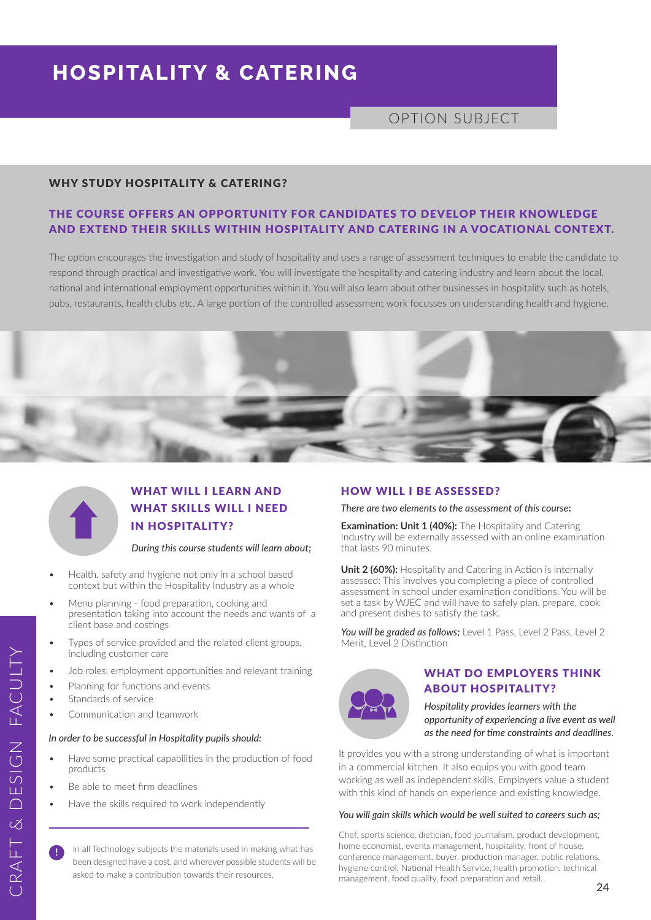# HOSPITALITY & CATERING

OPTION SUBJECT

## WHY STUDY HOSPITALITY & CATERING?

### THE COURSE OFFERS AN OPPORTUNITY FOR CANDIDATES TO DEVELOP THEIR KNOWLEDGE AND EXTEND THEIR SKILLS WITHIN HOSPITALITY AND CATERING IN A VOCATIONAL CONTEXT.

The option encourages the investigation and study of hospitality and uses a range of assessment techniques to enable the candidate to respond through practical and investigative work. You will investigate the hospitality and catering industry and learn about the local, national and international employment opportunities within it. You will also learn about other businesses in hospitality such as hotels, pubs, restaurants, health clubs etc. A large portion of the controlled assessment work focusses on understanding health and hygiene.

## WHAT WILL I LEARN AND WHAT SKILLS WILL I NEED IN HOSPITALITY?

*During this course students will learn about;*

- Health, safety and hygiene not only in a school based context but within the Hospitality Industry as a whole
- Menu planning - food preparation, cooking and presentation taking into account the needs and wants of a client base and costings
- Types of service provided and the related client groups, including customer care
- Job roles, employment opportunities and relevant training
- Planning for functions and events
- Standards of service
- Communication and teamwork

*In order to be successful in Hospitality pupils should:*

- Have some practical capabilities in the production of food products
- Be able to meet firm deadlines
- Have the skills required to work independently

In all Technology subjects the materials used in making what has been designed have a cost, and wherever possible students will be asked to make a contribution towards their resources.

## HOW WILL I BE ASSESSED?

*There are two elements to the assessment of this course:*

**Examination: Unit 1 (40%):** The Hospitality and Catering Industry will be externally assessed with an online examination that lasts 90 minutes.

**Unit 2 (60%):** Hospitality and Catering in Action is internally assessed: This involves you completing a piece of controlled assessment in school under examination conditions. You will be set a task by WJEC and will have to safely plan, prepare, cook and present dishes to satisfy the task.

***You will be graded as follows;*** Level 1 Pass, Level 2 Pass, Level 2 Merit, Level 2 Distinction

## WHAT DO EMPLOYERS THINK ABOUT HOSPITALITY?

*Hospitality provides learners with the opportunity of experiencing a live event as well as the need for time constraints and deadlines.*

It provides you with a strong understanding of what is important in a commercial kitchen. It also equips you with good team working as well as independent skills. Employers value a student with this kind of hands on experience and existing knowledge.

*You will gain skills which would be well suited to careers such as;*

Chef, sports science, dietician, food journalism, product development, home economist, events management, hospitality, front of house, conference management, buyer, production manager, public relations, hygiene control, National Health Service, health promotion, technical management, food quality, food preparation and retail.

CRAFT & DESIGN FACULTY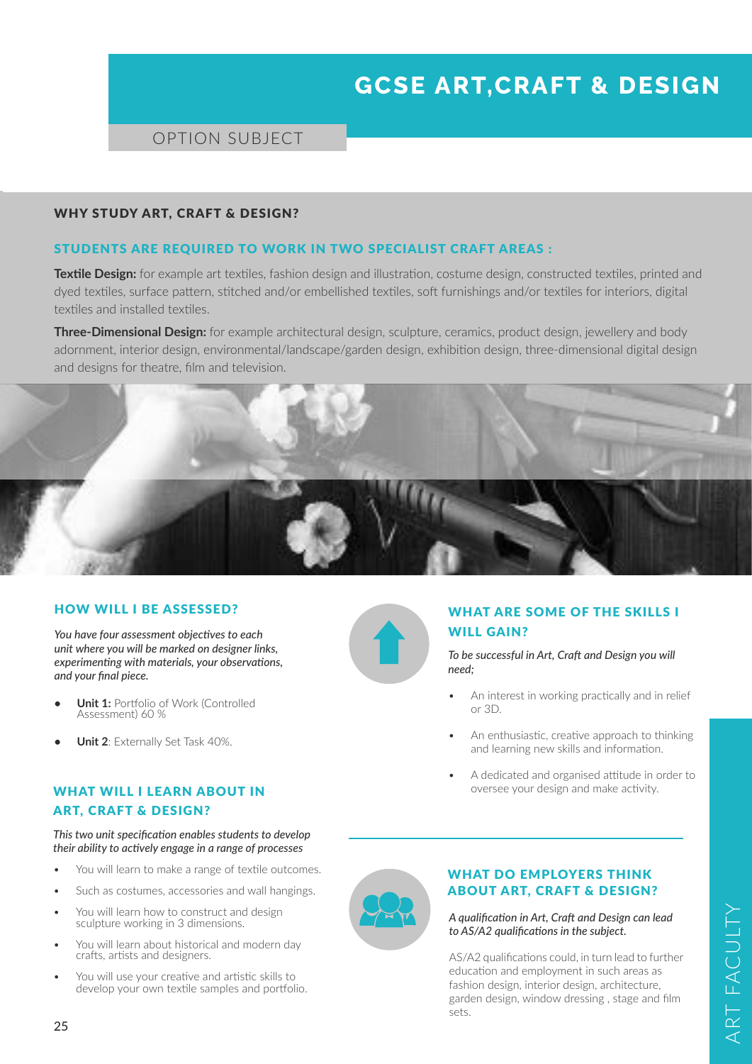# GCSE ART,CRAFT & DESIGN

OPTION SUBJECT

## WHY STUDY ART, CRAFT & DESIGN?

### STUDENTS ARE REQUIRED TO WORK IN TWO SPECIALIST CRAFT AREAS :

**Textile Design:** for example art textiles, fashion design and illustration, costume design, constructed textiles, printed and dyed textiles, surface pattern, stitched and/or embellished textiles, soft furnishings and/or textiles for interiors, digital textiles and installed textiles.

**Three-Dimensional Design:** for example architectural design, sculpture, ceramics, product design, jewellery and body adornment, interior design, environmental/landscape/garden design, exhibition design, three-dimensional digital design and designs for theatre, film and television.

## HOW WILL I BE ASSESSED?

*You have four assessment objectives to each unit where you will be marked on designer links, experimenting with materials, your observations, and your final piece.*

- **Unit 1:** Portfolio of Work (Controlled Assessment) 60 %
- **Unit 2**: Externally Set Task 40%.

## WHAT WILL I LEARN ABOUT IN ART, CRAFT & DESIGN?

*This two unit specification enables students to develop their ability to actively engage in a range of processes*

- You will learn to make a range of textile outcomes.
- Such as costumes, accessories and wall hangings.
- You will learn how to construct and design sculpture working in 3 dimensions.
- You will learn about historical and modern day crafts, artists and designers.
- You will use your creative and artistic skills to develop your own textile samples and portfolio.

## WHAT ARE SOME OF THE SKILLS I WILL GAIN?

*To be successful in Art, Craft and Design you will need;*

- An interest in working practically and in relief or 3D.
- An enthusiastic, creative approach to thinking and learning new skills and information.
- A dedicated and organised attitude in order to oversee your design and make activity.

## WHAT DO EMPLOYERS THINK ABOUT ART, CRAFT & DESIGN?

*A qualification in Art, Craft and Design can lead to AS/A2 qualifications in the subject.*

AS/A2 qualifications could, in turn lead to further education and employment in such areas as fashion design, interior design, architecture, garden design, window dressing , stage and film sets.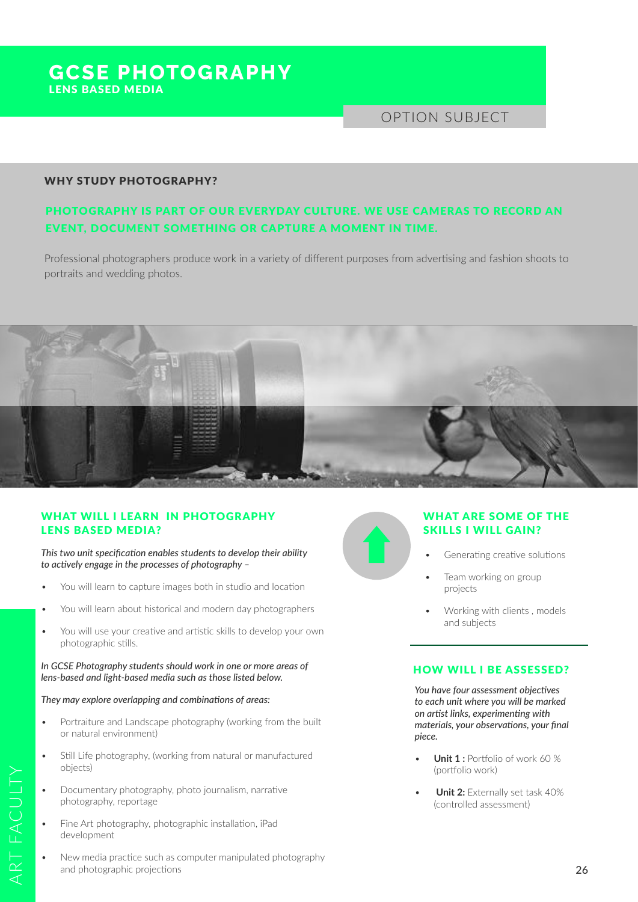# GCSE PHOTOGRAPHY

## LENS BASED MEDIA

OPTION SUBJECT

### WHY STUDY PHOTOGRAPHY?

**PHOTOGRAPHY IS PART OF OUR EVERYDAY CULTURE. WE USE CAMERAS TO RECORD AN EVENT, DOCUMENT SOMETHING OR CAPTURE A MOMENT IN TIME.**

Professional photographers produce work in a variety of different purposes from advertising and fashion shoots to portraits and wedding photos.

### WHAT WILL I LEARN IN PHOTOGRAPHY LENS BASED MEDIA?

*This two unit specification enables students to develop their ability to actively engage in the processes of photography –*

- You will learn to capture images both in studio and location
- You will learn about historical and modern day photographers
- You will use your creative and artistic skills to develop your own photographic stills.

*In GCSE Photography students should work in one or more areas of lens-based and light-based media such as those listed below.*

*They may explore overlapping and combinations of areas:*

- Portraiture and Landscape photography (working from the built or natural environment)
- Still Life photography, (working from natural or manufactured objects)
- Documentary photography, photo journalism, narrative photography, reportage
- Fine Art photography, photographic installation, iPad development
- New media practice such as computer manipulated photography and photographic projections

### WHAT ARE SOME OF THE SKILLS I WILL GAIN?

- Generating creative solutions
- Team working on group projects
- Working with clients , models and subjects

### HOW WILL I BE ASSESSED?

*You have four assessment objectives to each unit where you will be marked on artist links, experimenting with materials, your observations, your final piece.*

- **Unit 1 :** Portfolio of work 60 % (portfolio work)
- **Unit 2:** Externally set task 40% (controlled assessment)

ART FACULTY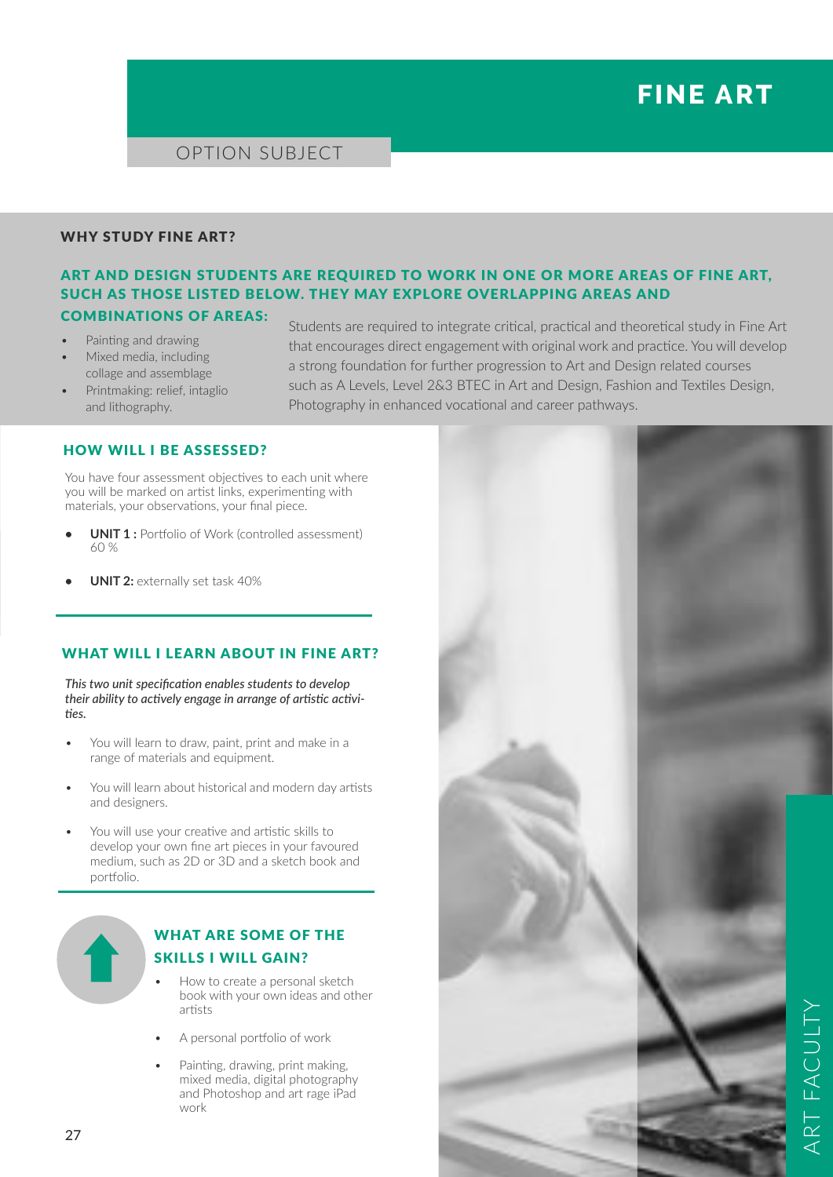# FINE ART

OPTION SUBJECT

## WHY STUDY FINE ART?

### ART AND DESIGN STUDENTS ARE REQUIRED TO WORK IN ONE OR MORE AREAS OF FINE ART, SUCH AS THOSE LISTED BELOW. THEY MAY EXPLORE OVERLAPPING AREAS AND COMBINATIONS OF AREAS:

- Painting and drawing
- Mixed media, including collage and assemblage
- Printmaking: relief, intaglio and lithography.

Students are required to integrate critical, practical and theoretical study in Fine Art that encourages direct engagement with original work and practice. You will develop a strong foundation for further progression to Art and Design related courses such as A Levels, Level 2&3 BTEC in Art and Design, Fashion and Textiles Design, Photography in enhanced vocational and career pathways.

## HOW WILL I BE ASSESSED?

You have four assessment objectives to each unit where you will be marked on artist links, experimenting with materials, your observations, your final piece.

- **UNIT 1 :** Portfolio of Work (controlled assessment) 60 %
- **UNIT 2:** externally set task 40%

## WHAT WILL I LEARN ABOUT IN FINE ART?

*This two unit specification enables students to develop their ability to actively engage in arrange of artistic activities.*

- You will learn to draw, paint, print and make in a range of materials and equipment.
- You will learn about historical and modern day artists and designers.
- You will use your creative and artistic skills to develop your own fine art pieces in your favoured medium, such as 2D or 3D and a sketch book and portfolio.

## WHAT ARE SOME OF THE SKILLS I WILL GAIN?

- How to create a personal sketch book with your own ideas and other artists
- A personal portfolio of work
- Painting, drawing, print making, mixed media, digital photography and Photoshop and art rage iPad work

ART FACULTY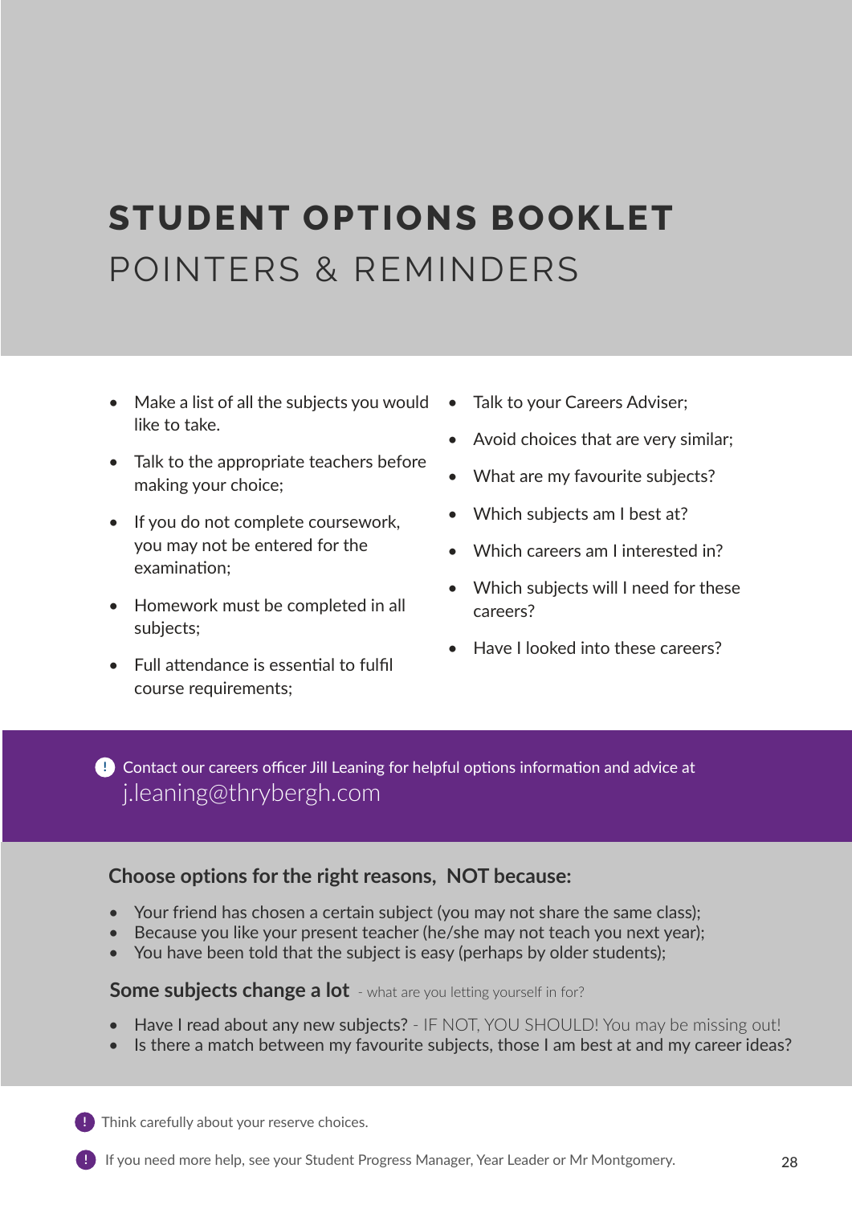# STUDENT OPTIONS BOOKLET

## POINTERS & REMINDERS

- Make a list of all the subjects you would like to take.
- Talk to the appropriate teachers before making your choice;
- If you do not complete coursework, you may not be entered for the examination;
- Homework must be completed in all subjects;
- Full attendance is essential to fulfil course requirements;
- Talk to your Careers Adviser;
- Avoid choices that are very similar;
- What are my favourite subjects?
- Which subjects am I best at?
- Which careers am I interested in?
- Which subjects will I need for these careers?
- Have I looked into these careers?

! Contact our careers officer Jill Leaning for helpful options information and advice at
j.leaning@thrybergh.com

### Choose options for the right reasons, NOT because:

- Your friend has chosen a certain subject (you may not share the same class);
- Because you like your present teacher (he/she may not teach you next year);
- You have been told that the subject is easy (perhaps by older students);

### Some subjects change a lot - what are you letting yourself in for?

- Have I read about any new subjects? - IF NOT, YOU SHOULD! You may be missing out!
- Is there a match between my favourite subjects, those I am best at and my career ideas?

! Think carefully about your reserve choices.

! If you need more help, see your Student Progress Manager, Year Leader or Mr Montgomery.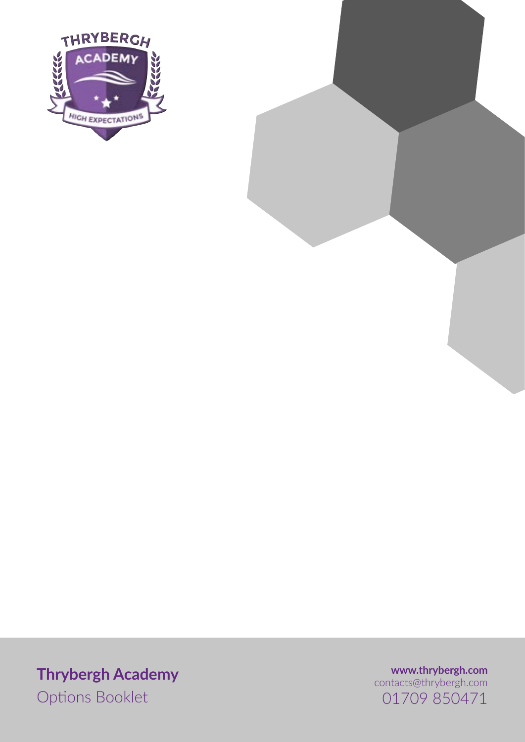**Thrybergh Academy**

Options Booklet

**www.thrybergh.com**

contacts@thrybergh.com

01709 850471